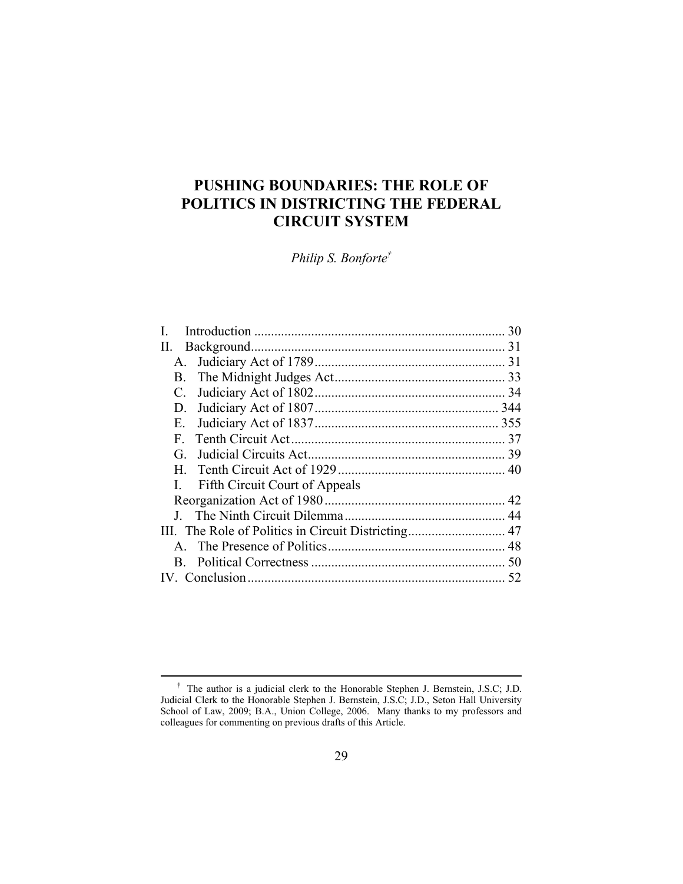# PUSHING BOUNDARIES: THE ROLE OF POLITICS IN DISTRICTING THE FEDERAL CIRCUIT SYSTEM

*Philip S. Bonforte*[†]

I. Introduction .......................................................................... 30
II. Background........................................................................... 31
  A. Judiciary Act of 1789......................................................... 31
  B. The Midnight Judges Act................................................... 33
  C. Judiciary Act of 1802......................................................... 34
  D. Judiciary Act of 1807....................................................... 344
  E. Judiciary Act of 1837....................................................... 355
  F. Tenth Circuit Act................................................................ 37
  G. Judicial Circuits Act........................................................... 39
  H. Tenth Circuit Act of 1929.................................................. 40
  I. Fifth Circuit Court of Appeals Reorganization Act of 1980...................................................... 42
  J. The Ninth Circuit Dilemma................................................ 44
III. The Role of Politics in Circuit Districting............................. 47
  A. The Presence of Politics..................................................... 48
  B. Political Correctness .......................................................... 50
IV. Conclusion............................................................................ 52

---

† The author is a judicial clerk to the Honorable Stephen J. Bernstein, J.S.C; J.D. Judicial Clerk to the Honorable Stephen J. Bernstein, J.S.C; J.D., Seton Hall University School of Law, 2009; B.A., Union College, 2006. Many thanks to my professors and colleagues for commenting on previous drafts of this Article.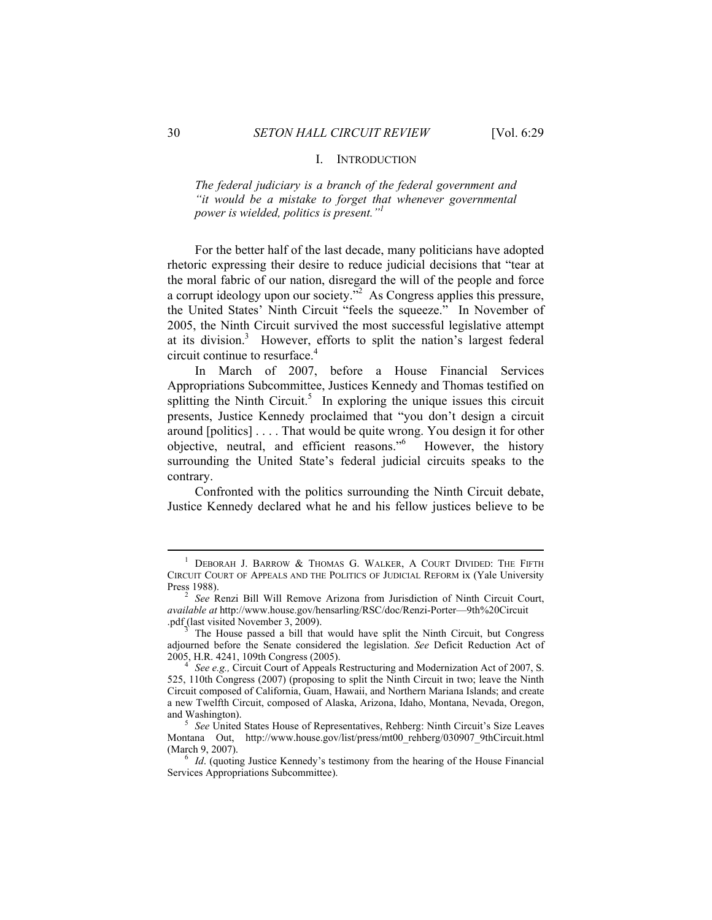## I. INTRODUCTION

*The federal judiciary is a branch of the federal government and "it would be a mistake to forget that whenever governmental power is wielded, politics is present."*[1]

For the better half of the last decade, many politicians have adopted rhetoric expressing their desire to reduce judicial decisions that "tear at the moral fabric of our nation, disregard the will of the people and force a corrupt ideology upon our society."[2] As Congress applies this pressure, the United States' Ninth Circuit "feels the squeeze." In November of 2005, the Ninth Circuit survived the most successful legislative attempt at its division.[3] However, efforts to split the nation's largest federal circuit continue to resurface.[4]

In March of 2007, before a House Financial Services Appropriations Subcommittee, Justices Kennedy and Thomas testified on splitting the Ninth Circuit.[5] In exploring the unique issues this circuit presents, Justice Kennedy proclaimed that "you don't design a circuit around [politics] . . . . That would be quite wrong. You design it for other objective, neutral, and efficient reasons."[6] However, the history surrounding the United State's federal judicial circuits speaks to the contrary.

Confronted with the politics surrounding the Ninth Circuit debate, Justice Kennedy declared what he and his fellow justices believe to be

---

[1] DEBORAH J. BARROW & THOMAS G. WALKER, A COURT DIVIDED: THE FIFTH CIRCUIT COURT OF APPEALS AND THE POLITICS OF JUDICIAL REFORM ix (Yale University Press 1988).

[2] *See* Renzi Bill Will Remove Arizona from Jurisdiction of Ninth Circuit Court, *available at* http://www.house.gov/hensarling/RSC/doc/Renzi-Porter—9th%20Circuit .pdf (last visited November 3, 2009).

[3] The House passed a bill that would have split the Ninth Circuit, but Congress adjourned before the Senate considered the legislation. *See* Deficit Reduction Act of 2005, H.R. 4241, 109th Congress (2005).

[4] *See e.g.,* Circuit Court of Appeals Restructuring and Modernization Act of 2007, S. 525, 110th Congress (2007) (proposing to split the Ninth Circuit in two; leave the Ninth Circuit composed of California, Guam, Hawaii, and Northern Mariana Islands; and create a new Twelfth Circuit, composed of Alaska, Arizona, Idaho, Montana, Nevada, Oregon, and Washington).

[5] *See* United States House of Representatives, Rehberg: Ninth Circuit's Size Leaves Montana Out, http://www.house.gov/list/press/mt00_rehberg/030907_9thCircuit.html (March 9, 2007).

[6] *Id*. (quoting Justice Kennedy's testimony from the hearing of the House Financial Services Appropriations Subcommittee).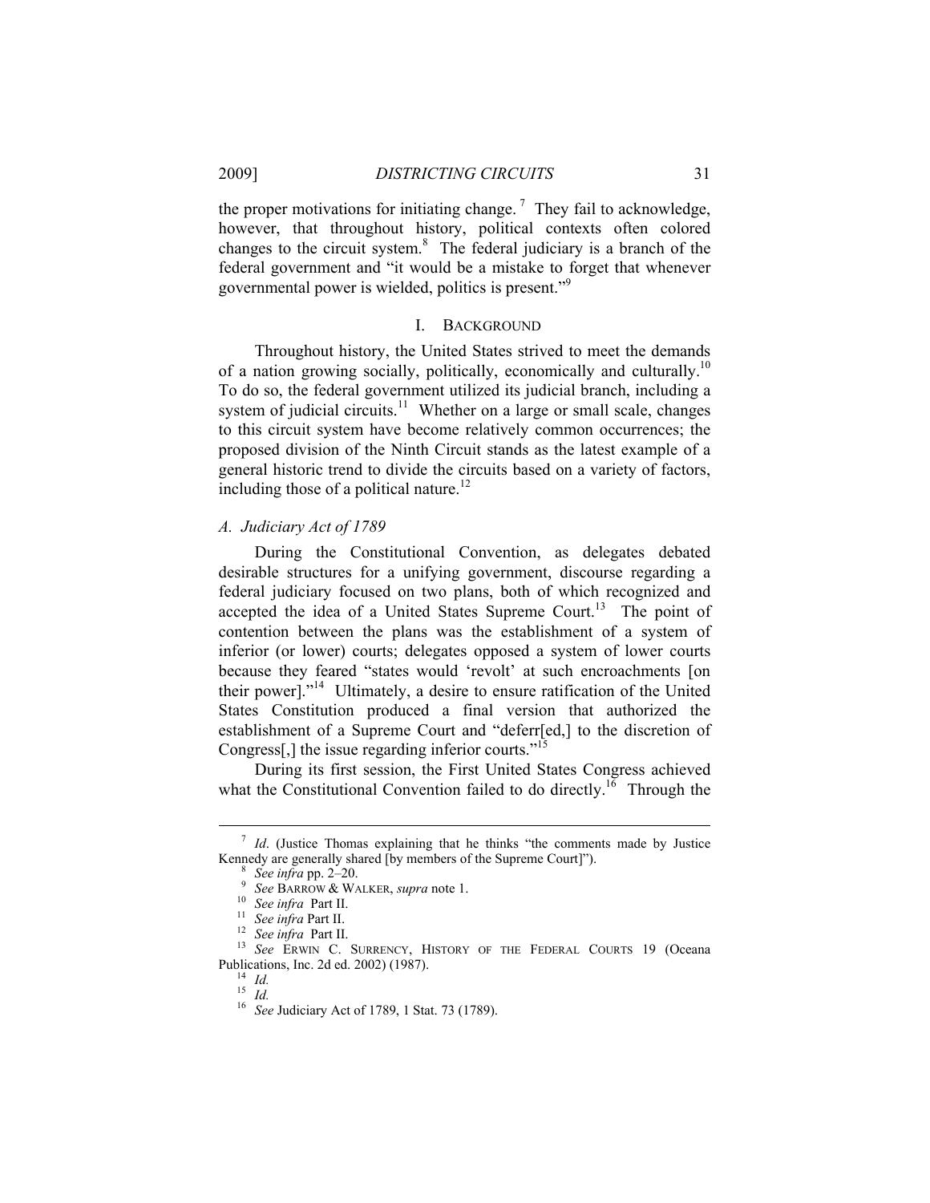the proper motivations for initiating change.[7] They fail to acknowledge, however, that throughout history, political contexts often colored changes to the circuit system.[8] The federal judiciary is a branch of the federal government and "it would be a mistake to forget that whenever governmental power is wielded, politics is present."[9]

## I. BACKGROUND

Throughout history, the United States strived to meet the demands of a nation growing socially, politically, economically and culturally.[10] To do so, the federal government utilized its judicial branch, including a system of judicial circuits.[11] Whether on a large or small scale, changes to this circuit system have become relatively common occurrences; the proposed division of the Ninth Circuit stands as the latest example of a general historic trend to divide the circuits based on a variety of factors, including those of a political nature.[12]

### *A. Judiciary Act of 1789*

During the Constitutional Convention, as delegates debated desirable structures for a unifying government, discourse regarding a federal judiciary focused on two plans, both of which recognized and accepted the idea of a United States Supreme Court.[13] The point of contention between the plans was the establishment of a system of inferior (or lower) courts; delegates opposed a system of lower courts because they feared "states would 'revolt' at such encroachments [on their power]."[14] Ultimately, a desire to ensure ratification of the United States Constitution produced a final version that authorized the establishment of a Supreme Court and "deferr[ed,] to the discretion of Congress[,] the issue regarding inferior courts."[15]

During its first session, the First United States Congress achieved what the Constitutional Convention failed to do directly.[16] Through the

---

[7] *Id*. (Justice Thomas explaining that he thinks "the comments made by Justice Kennedy are generally shared [by members of the Supreme Court]").

[8] *See infra* pp. 2–20.

[9] *See* BARROW & WALKER, *supra* note 1.

[10] *See infra* Part II.

[11] *See infra* Part II.

[12] *See infra* Part II.

[13] *See* ERWIN C. SURRENCY, HISTORY OF THE FEDERAL COURTS 19 (Oceana Publications, Inc. 2d ed. 2002) (1987).

[14] *Id.*

[15] *Id.*

[16] *See* Judiciary Act of 1789, 1 Stat. 73 (1789).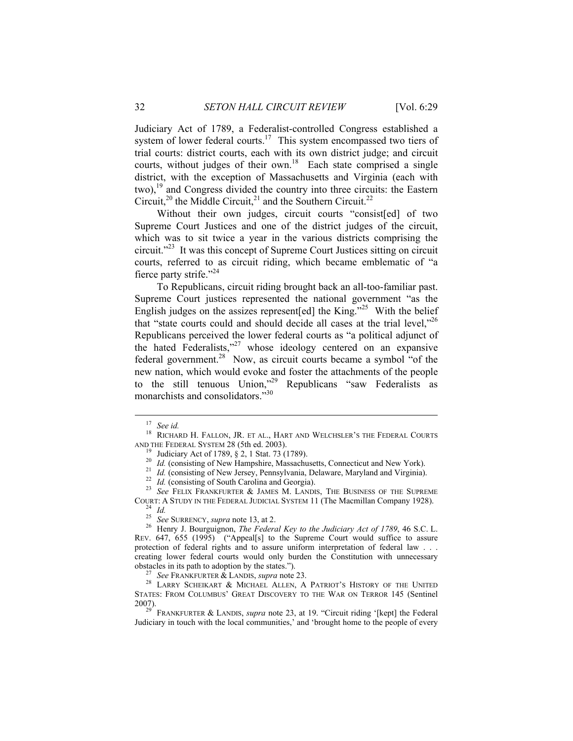Judiciary Act of 1789, a Federalist-controlled Congress established a system of lower federal courts.[17] This system encompassed two tiers of trial courts: district courts, each with its own district judge; and circuit courts, without judges of their own.[18] Each state comprised a single district, with the exception of Massachusetts and Virginia (each with two),[19] and Congress divided the country into three circuits: the Eastern Circuit,[20] the Middle Circuit,[21] and the Southern Circuit.[22]

Without their own judges, circuit courts "consist[ed] of two Supreme Court Justices and one of the district judges of the circuit, which was to sit twice a year in the various districts comprising the circuit."[23] It was this concept of Supreme Court Justices sitting on circuit courts, referred to as circuit riding, which became emblematic of "a fierce party strife."[24]

To Republicans, circuit riding brought back an all-too-familiar past. Supreme Court justices represented the national government "as the English judges on the assizes represent[ed] the King."[25] With the belief that "state courts could and should decide all cases at the trial level,"[26] Republicans perceived the lower federal courts as "a political adjunct of the hated Federalists,"[27] whose ideology centered on an expansive federal government.[28] Now, as circuit courts became a symbol "of the new nation, which would evoke and foster the attachments of the people to the still tenuous Union,"[29] Republicans "saw Federalists as monarchists and consolidators."[30]

---

[17] *See id.*

[18] RICHARD H. FALLON, JR. ET AL., HART AND WELCHSLER'S THE FEDERAL COURTS AND THE FEDERAL SYSTEM 28 (5th ed. 2003).

[19] Judiciary Act of 1789, § 2, 1 Stat. 73 (1789).

[20] *Id.* (consisting of New Hampshire, Massachusetts, Connecticut and New York).

[21] *Id.* (consisting of New Jersey, Pennsylvania, Delaware, Maryland and Virginia).

[22] *Id.* (consisting of South Carolina and Georgia).

[23] *See* FELIX FRANKFURTER & JAMES M. LANDIS, THE BUSINESS OF THE SUPREME COURT: A STUDY IN THE FEDERAL JUDICIAL SYSTEM 11 (The Macmillan Company 1928).

[24] *Id.*

[25] *See* SURRENCY, *supra* note 13, at 2.

[26] Henry J. Bourguignon, *The Federal Key to the Judiciary Act of 1789*, 46 S.C. L. REV. 647, 655 (1995) ("Appeal[s] to the Supreme Court would suffice to assure protection of federal rights and to assure uniform interpretation of federal law . . . creating lower federal courts would only burden the Constitution with unnecessary obstacles in its path to adoption by the states.").

[27] *See* FRANKFURTER & LANDIS, *supra* note 23.

[28] LARRY SCHEIKART & MICHAEL ALLEN, A PATRIOT'S HISTORY OF THE UNITED STATES: FROM COLUMBUS' GREAT DISCOVERY TO THE WAR ON TERROR 145 (Sentinel 2007).

[29] FRANKFURTER & LANDIS, *supra* note 23, at 19. "Circuit riding '[kept] the Federal Judiciary in touch with the local communities,' and 'brought home to the people of every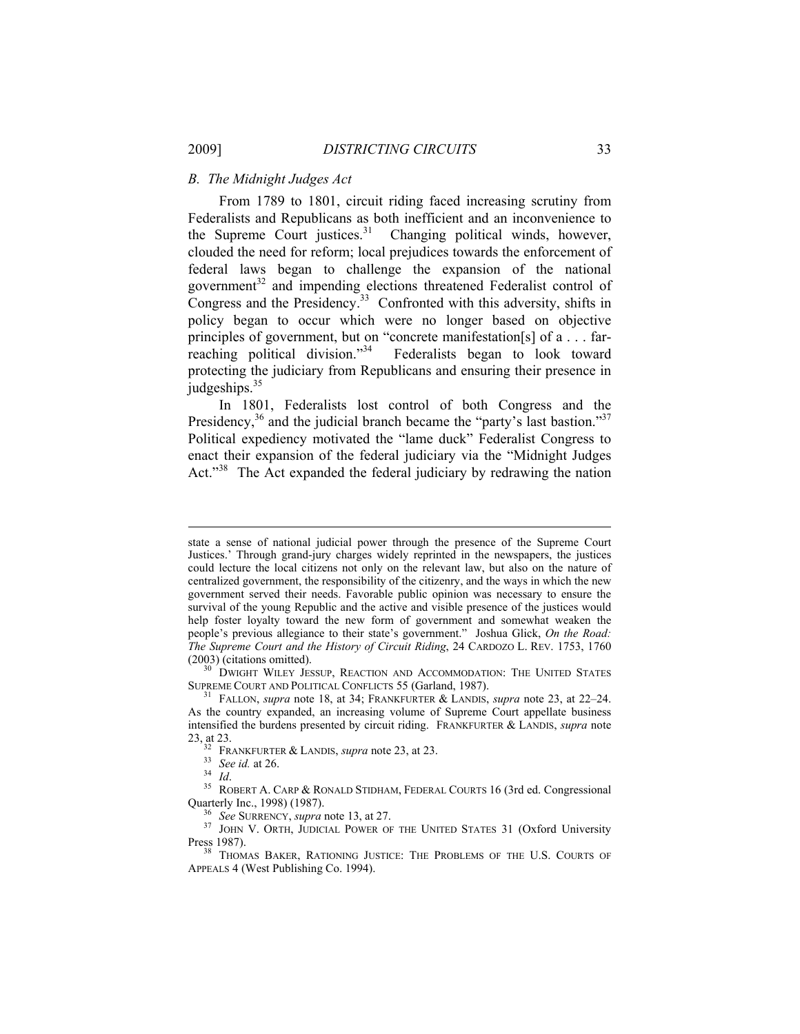### *B. The Midnight Judges Act*

From 1789 to 1801, circuit riding faced increasing scrutiny from Federalists and Republicans as both inefficient and an inconvenience to the Supreme Court justices.[31] Changing political winds, however, clouded the need for reform; local prejudices towards the enforcement of federal laws began to challenge the expansion of the national government[32] and impending elections threatened Federalist control of Congress and the Presidency.[33] Confronted with this adversity, shifts in policy began to occur which were no longer based on objective principles of government, but on "concrete manifestation[s] of a . . . far-reaching political division."[34] Federalists began to look toward protecting the judiciary from Republicans and ensuring their presence in judgeships.[35]

In 1801, Federalists lost control of both Congress and the Presidency,[36] and the judicial branch became the "party's last bastion."[37] Political expediency motivated the "lame duck" Federalist Congress to enact their expansion of the federal judiciary via the "Midnight Judges Act."[38] The Act expanded the federal judiciary by redrawing the nation

---

state a sense of national judicial power through the presence of the Supreme Court Justices.' Through grand-jury charges widely reprinted in the newspapers, the justices could lecture the local citizens not only on the relevant law, but also on the nature of centralized government, the responsibility of the citizenry, and the ways in which the new government served their needs. Favorable public opinion was necessary to ensure the survival of the young Republic and the active and visible presence of the justices would help foster loyalty toward the new form of government and somewhat weaken the people's previous allegiance to their state's government." Joshua Glick, *On the Road: The Supreme Court and the History of Circuit Riding*, 24 CARDOZO L. REV. 1753, 1760 (2003) (citations omitted).

[30] DWIGHT WILEY JESSUP, REACTION AND ACCOMMODATION: THE UNITED STATES SUPREME COURT AND POLITICAL CONFLICTS 55 (Garland, 1987).

[31] FALLON, *supra* note 18, at 34; FRANKFURTER & LANDIS, *supra* note 23, at 22–24. As the country expanded, an increasing volume of Supreme Court appellate business intensified the burdens presented by circuit riding. FRANKFURTER & LANDIS, *supra* note 23, at 23.

[32] FRANKFURTER & LANDIS, *supra* note 23, at 23.

[33] *See id.* at 26.

[34] *Id*.

[35] ROBERT A. CARP & RONALD STIDHAM, FEDERAL COURTS 16 (3rd ed. Congressional Quarterly Inc., 1998) (1987).

[36] *See* SURRENCY, *supra* note 13, at 27.

[37] JOHN V. ORTH, JUDICIAL POWER OF THE UNITED STATES 31 (Oxford University Press 1987).

[38] THOMAS BAKER, RATIONING JUSTICE: THE PROBLEMS OF THE U.S. COURTS OF APPEALS 4 (West Publishing Co. 1994).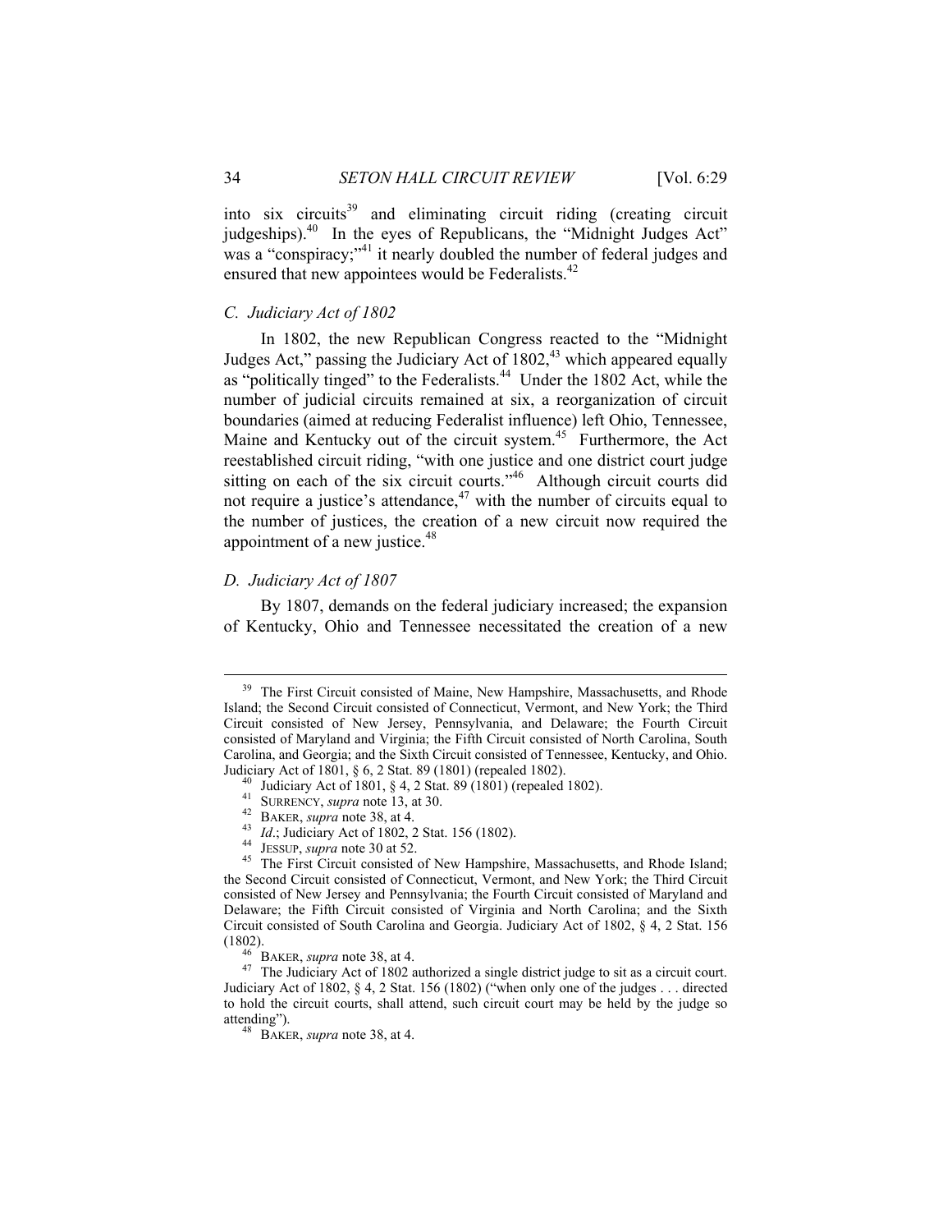into six circuits[39] and eliminating circuit riding (creating circuit judgeships).[40] In the eyes of Republicans, the "Midnight Judges Act" was a "conspiracy;"[41] it nearly doubled the number of federal judges and ensured that new appointees would be Federalists.[42]

### *C. Judiciary Act of 1802*

In 1802, the new Republican Congress reacted to the "Midnight Judges Act," passing the Judiciary Act of 1802,[43] which appeared equally as "politically tinged" to the Federalists.[44] Under the 1802 Act, while the number of judicial circuits remained at six, a reorganization of circuit boundaries (aimed at reducing Federalist influence) left Ohio, Tennessee, Maine and Kentucky out of the circuit system.[45] Furthermore, the Act reestablished circuit riding, "with one justice and one district court judge sitting on each of the six circuit courts."[46] Although circuit courts did not require a justice's attendance,[47] with the number of circuits equal to the number of justices, the creation of a new circuit now required the appointment of a new justice.[48]

### *D. Judiciary Act of 1807*

By 1807, demands on the federal judiciary increased; the expansion of Kentucky, Ohio and Tennessee necessitated the creation of a new

---

[39] The First Circuit consisted of Maine, New Hampshire, Massachusetts, and Rhode Island; the Second Circuit consisted of Connecticut, Vermont, and New York; the Third Circuit consisted of New Jersey, Pennsylvania, and Delaware; the Fourth Circuit consisted of Maryland and Virginia; the Fifth Circuit consisted of North Carolina, South Carolina, and Georgia; and the Sixth Circuit consisted of Tennessee, Kentucky, and Ohio. Judiciary Act of 1801, § 6, 2 Stat. 89 (1801) (repealed 1802).

[40] Judiciary Act of 1801, § 4, 2 Stat. 89 (1801) (repealed 1802).

[41] SURRENCY, *supra* note 13, at 30.

[42] BAKER, *supra* note 38, at 4.

[43] *Id*.; Judiciary Act of 1802, 2 Stat. 156 (1802).

[44] JESSUP, *supra* note 30 at 52.

[45] The First Circuit consisted of New Hampshire, Massachusetts, and Rhode Island; the Second Circuit consisted of Connecticut, Vermont, and New York; the Third Circuit consisted of New Jersey and Pennsylvania; the Fourth Circuit consisted of Maryland and Delaware; the Fifth Circuit consisted of Virginia and North Carolina; and the Sixth Circuit consisted of South Carolina and Georgia. Judiciary Act of 1802, § 4, 2 Stat. 156 (1802).

[46] BAKER, *supra* note 38, at 4.

[47] The Judiciary Act of 1802 authorized a single district judge to sit as a circuit court. Judiciary Act of 1802, § 4, 2 Stat. 156 (1802) ("when only one of the judges . . . directed to hold the circuit courts, shall attend, such circuit court may be held by the judge so attending").

[48] BAKER, *supra* note 38, at 4.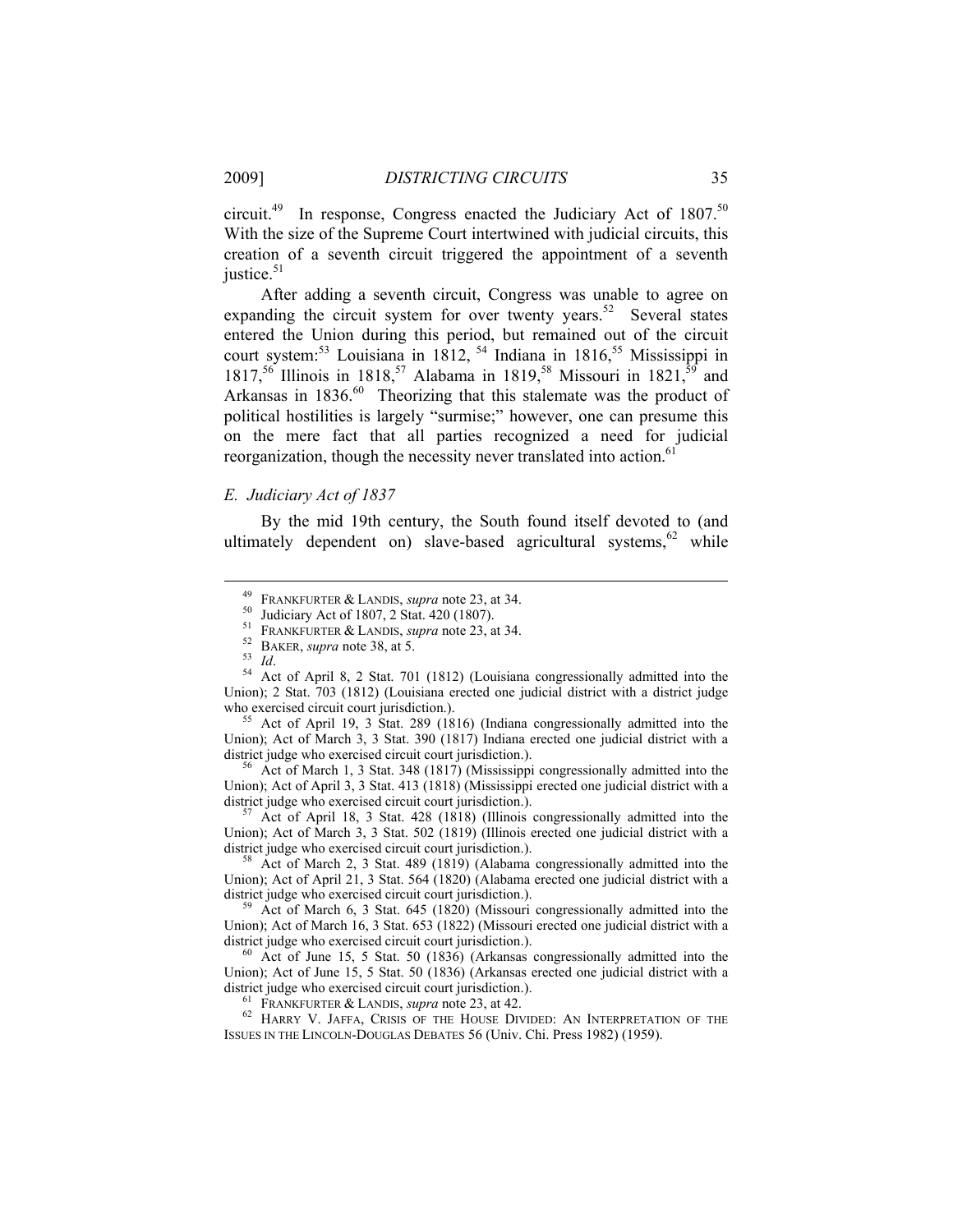circuit.[49] In response, Congress enacted the Judiciary Act of 1807.[50] With the size of the Supreme Court intertwined with judicial circuits, this creation of a seventh circuit triggered the appointment of a seventh justice.[51]

After adding a seventh circuit, Congress was unable to agree on expanding the circuit system for over twenty years.[52] Several states entered the Union during this period, but remained out of the circuit court system:[53] Louisiana in 1812, [54] Indiana in 1816,[55] Mississippi in 1817,[56] Illinois in 1818,[57] Alabama in 1819,[58] Missouri in 1821,[59] and Arkansas in 1836.[60] Theorizing that this stalemate was the product of political hostilities is largely "surmise;" however, one can presume this on the mere fact that all parties recognized a need for judicial reorganization, though the necessity never translated into action.[61]

### *E. Judiciary Act of 1837*

By the mid 19th century, the South found itself devoted to (and ultimately dependent on) slave-based agricultural systems,[62] while

---

[49] FRANKFURTER & LANDIS, *supra* note 23, at 34.

[50] Judiciary Act of 1807, 2 Stat. 420 (1807).

[51] FRANKFURTER & LANDIS, *supra* note 23, at 34.

[52] BAKER, *supra* note 38, at 5.

[53] *Id*.

[54] Act of April 8, 2 Stat. 701 (1812) (Louisiana congressionally admitted into the Union); 2 Stat. 703 (1812) (Louisiana erected one judicial district with a district judge who exercised circuit court jurisdiction.).

[55] Act of April 19, 3 Stat. 289 (1816) (Indiana congressionally admitted into the Union); Act of March 3, 3 Stat. 390 (1817) Indiana erected one judicial district with a district judge who exercised circuit court jurisdiction.).

[56] Act of March 1, 3 Stat. 348 (1817) (Mississippi congressionally admitted into the Union); Act of April 3, 3 Stat. 413 (1818) (Mississippi erected one judicial district with a district judge who exercised circuit court jurisdiction.).

[57] Act of April 18, 3 Stat. 428 (1818) (Illinois congressionally admitted into the Union); Act of March 3, 3 Stat. 502 (1819) (Illinois erected one judicial district with a district judge who exercised circuit court jurisdiction.).

[58] Act of March 2, 3 Stat. 489 (1819) (Alabama congressionally admitted into the Union); Act of April 21, 3 Stat. 564 (1820) (Alabama erected one judicial district with a district judge who exercised circuit court jurisdiction.).

[59] Act of March 6, 3 Stat. 645 (1820) (Missouri congressionally admitted into the Union); Act of March 16, 3 Stat. 653 (1822) (Missouri erected one judicial district with a district judge who exercised circuit court jurisdiction.).

[60] Act of June 15, 5 Stat. 50 (1836) (Arkansas congressionally admitted into the Union); Act of June 15, 5 Stat. 50 (1836) (Arkansas erected one judicial district with a district judge who exercised circuit court jurisdiction.).

[61] FRANKFURTER & LANDIS, *supra* note 23, at 42.

[62] HARRY V. JAFFA, CRISIS OF THE HOUSE DIVIDED: AN INTERPRETATION OF THE ISSUES IN THE LINCOLN-DOUGLAS DEBATES 56 (Univ. Chi. Press 1982) (1959).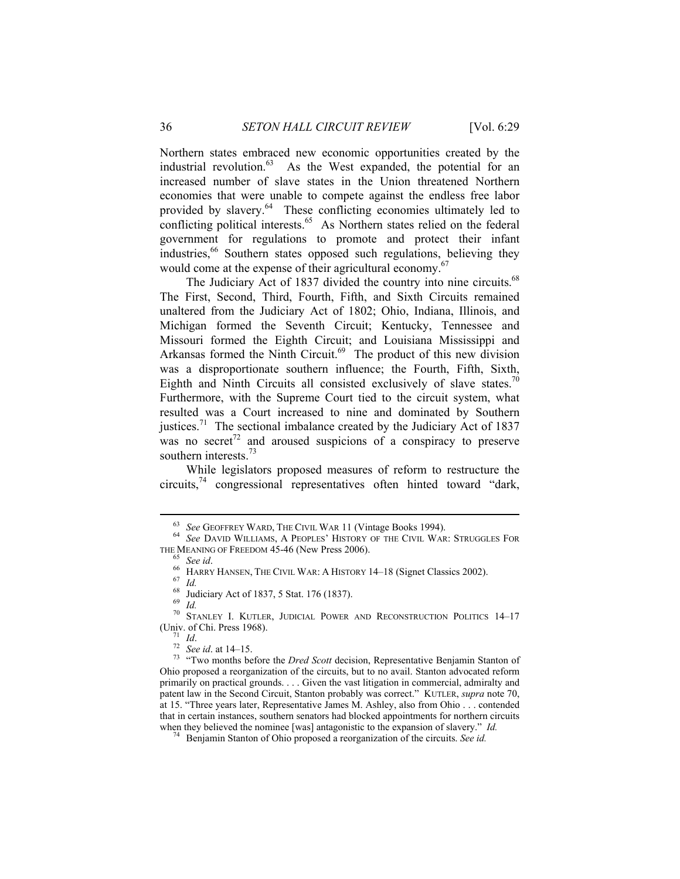Northern states embraced new economic opportunities created by the industrial revolution.[63] As the West expanded, the potential for an increased number of slave states in the Union threatened Northern economies that were unable to compete against the endless free labor provided by slavery.[64] These conflicting economies ultimately led to conflicting political interests.[65] As Northern states relied on the federal government for regulations to promote and protect their infant industries,[66] Southern states opposed such regulations, believing they would come at the expense of their agricultural economy.[67]

The Judiciary Act of 1837 divided the country into nine circuits.[68] The First, Second, Third, Fourth, Fifth, and Sixth Circuits remained unaltered from the Judiciary Act of 1802; Ohio, Indiana, Illinois, and Michigan formed the Seventh Circuit; Kentucky, Tennessee and Missouri formed the Eighth Circuit; and Louisiana Mississippi and Arkansas formed the Ninth Circuit.[69] The product of this new division was a disproportionate southern influence; the Fourth, Fifth, Sixth, Eighth and Ninth Circuits all consisted exclusively of slave states.[70] Furthermore, with the Supreme Court tied to the circuit system, what resulted was a Court increased to nine and dominated by Southern justices.[71] The sectional imbalance created by the Judiciary Act of 1837 was no secret[72] and aroused suspicions of a conspiracy to preserve southern interests.[73]

While legislators proposed measures of reform to restructure the circuits,[74] congressional representatives often hinted toward "dark,

---

[63] *See* GEOFFREY WARD, THE CIVIL WAR 11 (Vintage Books 1994).

[64] *See* DAVID WILLIAMS, A PEOPLES' HISTORY OF THE CIVIL WAR: STRUGGLES FOR THE MEANING OF FREEDOM 45-46 (New Press 2006).

[65] *See id*.

[66] HARRY HANSEN, THE CIVIL WAR: A HISTORY 14–18 (Signet Classics 2002).

[67] *Id.*

[68] Judiciary Act of 1837, 5 Stat. 176 (1837).

[69] *Id.*

[70] STANLEY I. KUTLER, JUDICIAL POWER AND RECONSTRUCTION POLITICS 14–17 (Univ. of Chi. Press 1968).

[71] *Id*.

[72] *See id*. at 14–15.

[73] "Two months before the *Dred Scott* decision, Representative Benjamin Stanton of Ohio proposed a reorganization of the circuits, but to no avail. Stanton advocated reform primarily on practical grounds. . . . Given the vast litigation in commercial, admiralty and patent law in the Second Circuit, Stanton probably was correct." KUTLER, *supra* note 70, at 15. "Three years later, Representative James M. Ashley, also from Ohio . . . contended that in certain instances, southern senators had blocked appointments for northern circuits when they believed the nominee [was] antagonistic to the expansion of slavery." *Id.*

[74] Benjamin Stanton of Ohio proposed a reorganization of the circuits. *See id.*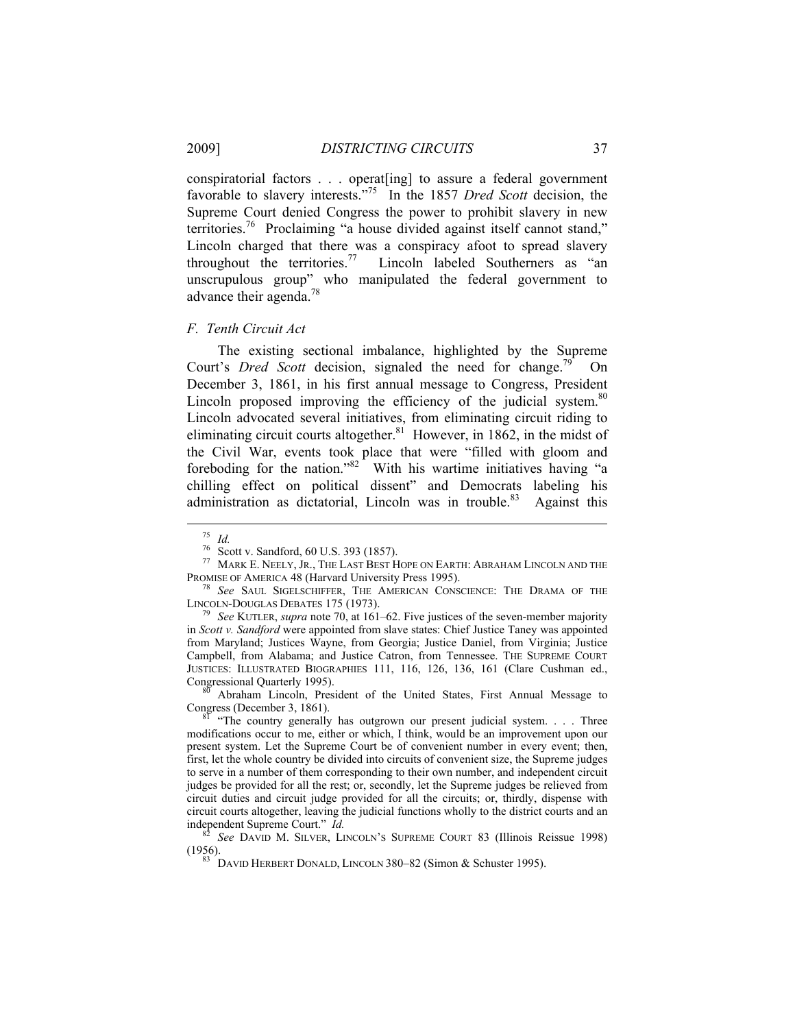conspiratorial factors . . . operat[ing] to assure a federal government favorable to slavery interests."[75] In the 1857 *Dred Scott* decision, the Supreme Court denied Congress the power to prohibit slavery in new territories.[76] Proclaiming "a house divided against itself cannot stand," Lincoln charged that there was a conspiracy afoot to spread slavery throughout the territories.[77] Lincoln labeled Southerners as "an unscrupulous group" who manipulated the federal government to advance their agenda.[78]

### *F. Tenth Circuit Act*

The existing sectional imbalance, highlighted by the Supreme Court's *Dred Scott* decision, signaled the need for change.[79] On December 3, 1861, in his first annual message to Congress, President Lincoln proposed improving the efficiency of the judicial system.[80] Lincoln advocated several initiatives, from eliminating circuit riding to eliminating circuit courts altogether.[81] However, in 1862, in the midst of the Civil War, events took place that were "filled with gloom and foreboding for the nation."[82] With his wartime initiatives having "a chilling effect on political dissent" and Democrats labeling his administration as dictatorial, Lincoln was in trouble.[83] Against this

---

[75] *Id.*

[76] Scott v. Sandford, 60 U.S. 393 (1857).

[77] MARK E. NEELY, JR., THE LAST BEST HOPE ON EARTH: ABRAHAM LINCOLN AND THE PROMISE OF AMERICA 48 (Harvard University Press 1995).

[78] *See* SAUL SIGELSCHIFFER, THE AMERICAN CONSCIENCE: THE DRAMA OF THE LINCOLN-DOUGLAS DEBATES 175 (1973).

[79] *See* KUTLER, *supra* note 70, at 161–62. Five justices of the seven-member majority in *Scott v. Sandford* were appointed from slave states: Chief Justice Taney was appointed from Maryland; Justices Wayne, from Georgia; Justice Daniel, from Virginia; Justice Campbell, from Alabama; and Justice Catron, from Tennessee. THE SUPREME COURT JUSTICES: ILLUSTRATED BIOGRAPHIES 111, 116, 126, 136, 161 (Clare Cushman ed., Congressional Quarterly 1995).

[80] Abraham Lincoln, President of the United States, First Annual Message to Congress (December 3, 1861).

[81] "The country generally has outgrown our present judicial system. . . . Three modifications occur to me, either or which, I think, would be an improvement upon our present system. Let the Supreme Court be of convenient number in every event; then, first, let the whole country be divided into circuits of convenient size, the Supreme judges to serve in a number of them corresponding to their own number, and independent circuit judges be provided for all the rest; or, secondly, let the Supreme judges be relieved from circuit duties and circuit judge provided for all the circuits; or, thirdly, dispense with circuit courts altogether, leaving the judicial functions wholly to the district courts and an independent Supreme Court." *Id.*

[82] *See* DAVID M. SILVER, LINCOLN'S SUPREME COURT 83 (Illinois Reissue 1998) (1956).

[83] DAVID HERBERT DONALD, LINCOLN 380–82 (Simon & Schuster 1995).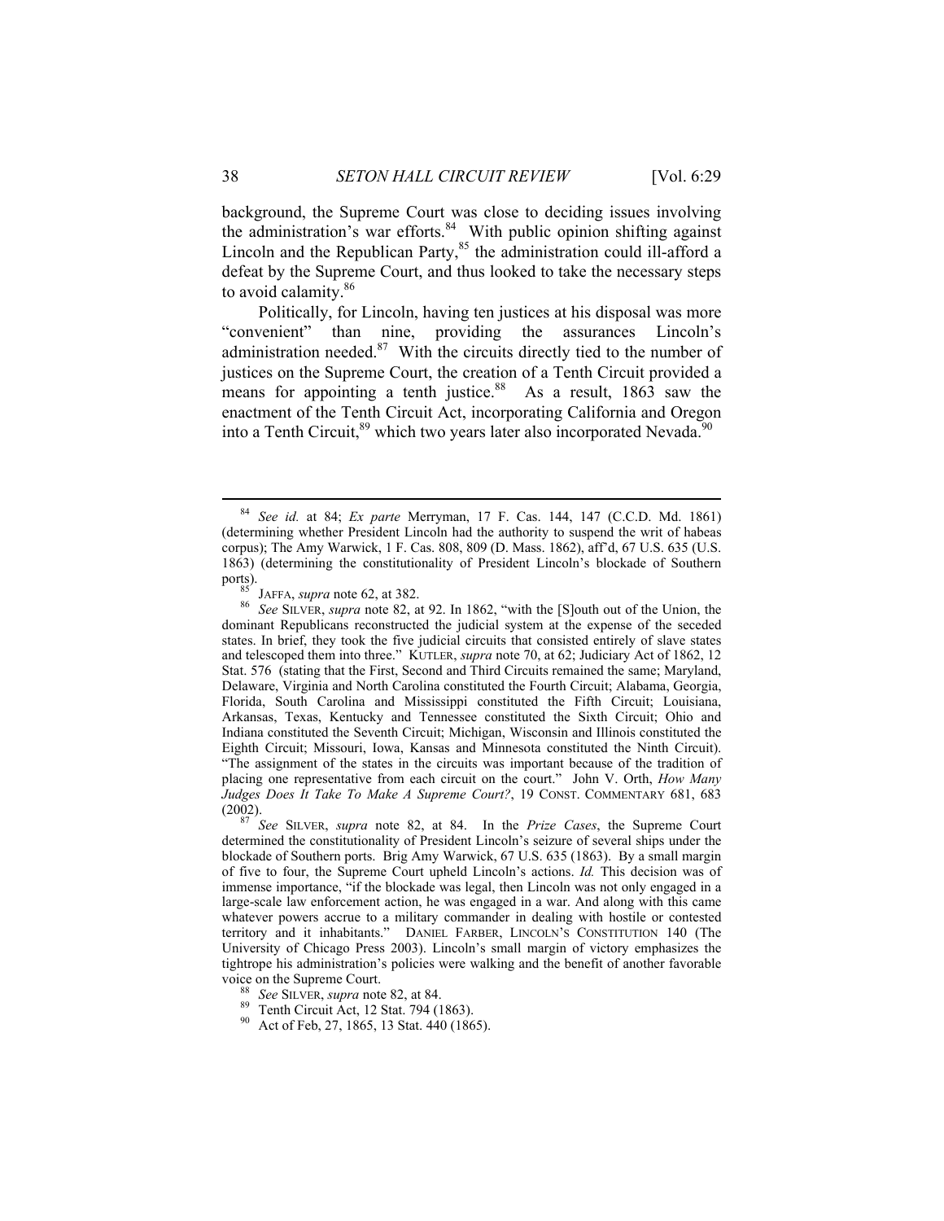background, the Supreme Court was close to deciding issues involving the administration's war efforts.[84] With public opinion shifting against Lincoln and the Republican Party,[85] the administration could ill-afford a defeat by the Supreme Court, and thus looked to take the necessary steps to avoid calamity.[86]

Politically, for Lincoln, having ten justices at his disposal was more "convenient" than nine, providing the assurances Lincoln's administration needed.[87] With the circuits directly tied to the number of justices on the Supreme Court, the creation of a Tenth Circuit provided a means for appointing a tenth justice.[88] As a result, 1863 saw the enactment of the Tenth Circuit Act, incorporating California and Oregon into a Tenth Circuit,[89] which two years later also incorporated Nevada.[90]

---

[84] *See id.* at 84; *Ex parte* Merryman, 17 F. Cas. 144, 147 (C.C.D. Md. 1861) (determining whether President Lincoln had the authority to suspend the writ of habeas corpus); The Amy Warwick, 1 F. Cas. 808, 809 (D. Mass. 1862), aff'd, 67 U.S. 635 (U.S. 1863) (determining the constitutionality of President Lincoln's blockade of Southern ports).

[85] JAFFA, *supra* note 62, at 382.

[86] *See* SILVER, *supra* note 82, at 92. In 1862, "with the [S]outh out of the Union, the dominant Republicans reconstructed the judicial system at the expense of the seceded states. In brief, they took the five judicial circuits that consisted entirely of slave states and telescoped them into three." KUTLER, *supra* note 70, at 62; Judiciary Act of 1862, 12 Stat. 576 (stating that the First, Second and Third Circuits remained the same; Maryland, Delaware, Virginia and North Carolina constituted the Fourth Circuit; Alabama, Georgia, Florida, South Carolina and Mississippi constituted the Fifth Circuit; Louisiana, Arkansas, Texas, Kentucky and Tennessee constituted the Sixth Circuit; Ohio and Indiana constituted the Seventh Circuit; Michigan, Wisconsin and Illinois constituted the Eighth Circuit; Missouri, Iowa, Kansas and Minnesota constituted the Ninth Circuit). "The assignment of the states in the circuits was important because of the tradition of placing one representative from each circuit on the court." John V. Orth, *How Many Judges Does It Take To Make A Supreme Court?*, 19 CONST. COMMENTARY 681, 683 (2002).

[87] *See* SILVER, *supra* note 82, at 84. In the *Prize Cases*, the Supreme Court determined the constitutionality of President Lincoln's seizure of several ships under the blockade of Southern ports. Brig Amy Warwick, 67 U.S. 635 (1863). By a small margin of five to four, the Supreme Court upheld Lincoln's actions. *Id.* This decision was of immense importance, "if the blockade was legal, then Lincoln was not only engaged in a large-scale law enforcement action, he was engaged in a war. And along with this came whatever powers accrue to a military commander in dealing with hostile or contested territory and it inhabitants." DANIEL FARBER, LINCOLN'S CONSTITUTION 140 (The University of Chicago Press 2003). Lincoln's small margin of victory emphasizes the tightrope his administration's policies were walking and the benefit of another favorable voice on the Supreme Court.

[88] *See* SILVER, *supra* note 82, at 84.

[89] Tenth Circuit Act, 12 Stat. 794 (1863).

[90] Act of Feb, 27, 1865, 13 Stat. 440 (1865).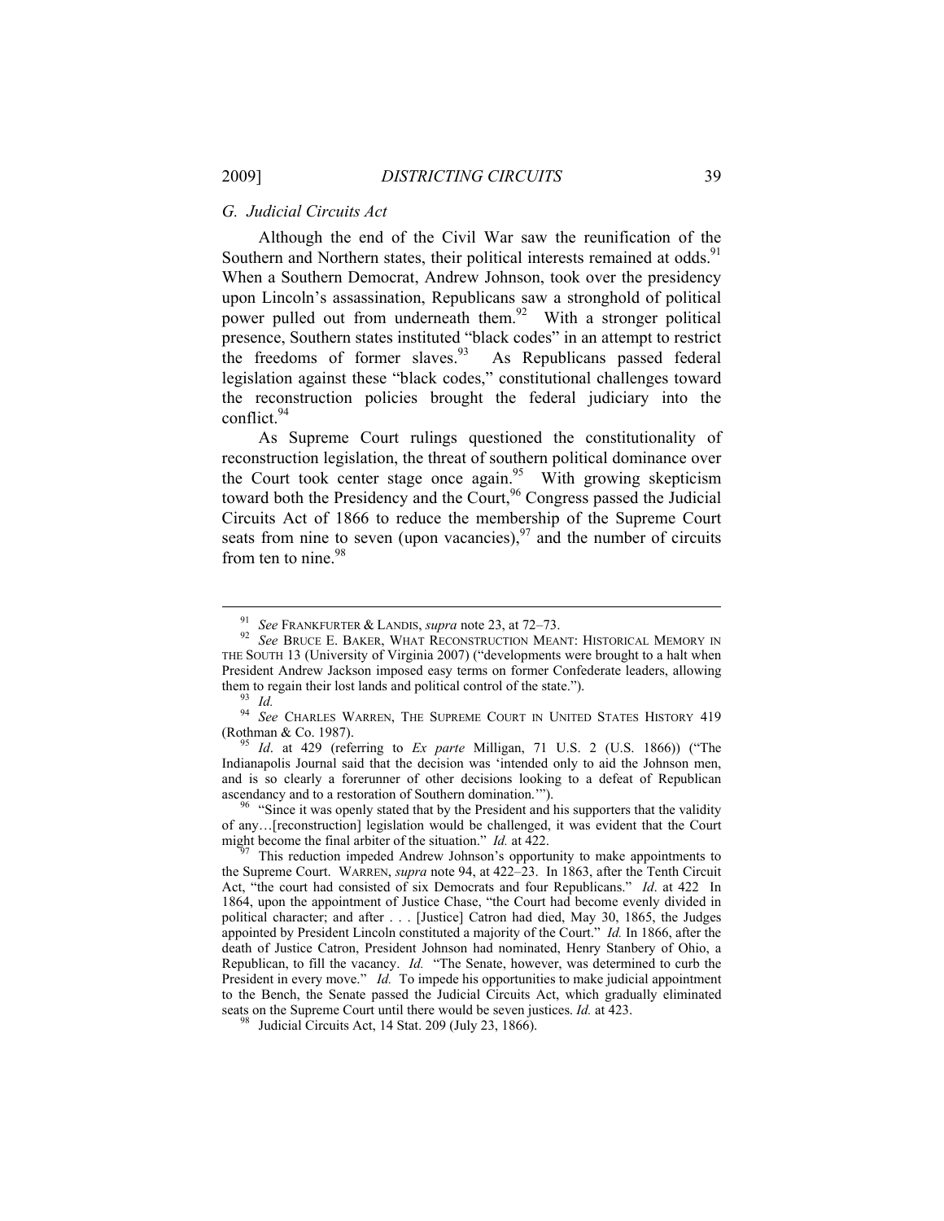### *G. Judicial Circuits Act*

Although the end of the Civil War saw the reunification of the Southern and Northern states, their political interests remained at odds.[91] When a Southern Democrat, Andrew Johnson, took over the presidency upon Lincoln's assassination, Republicans saw a stronghold of political power pulled out from underneath them.[92] With a stronger political presence, Southern states instituted "black codes" in an attempt to restrict the freedoms of former slaves.[93] As Republicans passed federal legislation against these "black codes," constitutional challenges toward the reconstruction policies brought the federal judiciary into the conflict.[94]

As Supreme Court rulings questioned the constitutionality of reconstruction legislation, the threat of southern political dominance over the Court took center stage once again.[95] With growing skepticism toward both the Presidency and the Court,[96] Congress passed the Judicial Circuits Act of 1866 to reduce the membership of the Supreme Court seats from nine to seven (upon vacancies),[97] and the number of circuits from ten to nine.[98]

---

[91] *See* FRANKFURTER & LANDIS, *supra* note 23, at 72–73.

[92] *See* BRUCE E. BAKER, WHAT RECONSTRUCTION MEANT: HISTORICAL MEMORY IN THE SOUTH 13 (University of Virginia 2007) ("developments were brought to a halt when President Andrew Jackson imposed easy terms on former Confederate leaders, allowing them to regain their lost lands and political control of the state.").

[93] *Id.*

[94] *See* CHARLES WARREN, THE SUPREME COURT IN UNITED STATES HISTORY 419 (Rothman & Co. 1987).

[95] *Id*. at 429 (referring to *Ex parte* Milligan, 71 U.S. 2 (U.S. 1866)) ("The Indianapolis Journal said that the decision was 'intended only to aid the Johnson men, and is so clearly a forerunner of other decisions looking to a defeat of Republican ascendancy and to a restoration of Southern domination.'").

[96] "Since it was openly stated that by the President and his supporters that the validity of any…[reconstruction] legislation would be challenged, it was evident that the Court might become the final arbiter of the situation." *Id.* at 422.

[97] This reduction impeded Andrew Johnson's opportunity to make appointments to the Supreme Court. WARREN, *supra* note 94, at 422–23. In 1863, after the Tenth Circuit Act, "the court had consisted of six Democrats and four Republicans." *Id*. at 422 In 1864, upon the appointment of Justice Chase, "the Court had become evenly divided in political character; and after . . . [Justice] Catron had died, May 30, 1865, the Judges appointed by President Lincoln constituted a majority of the Court." *Id.* In 1866, after the death of Justice Catron, President Johnson had nominated, Henry Stanbery of Ohio, a Republican, to fill the vacancy. *Id.* "The Senate, however, was determined to curb the President in every move." *Id.* To impede his opportunities to make judicial appointment to the Bench, the Senate passed the Judicial Circuits Act, which gradually eliminated seats on the Supreme Court until there would be seven justices. *Id.* at 423.

[98] Judicial Circuits Act, 14 Stat. 209 (July 23, 1866).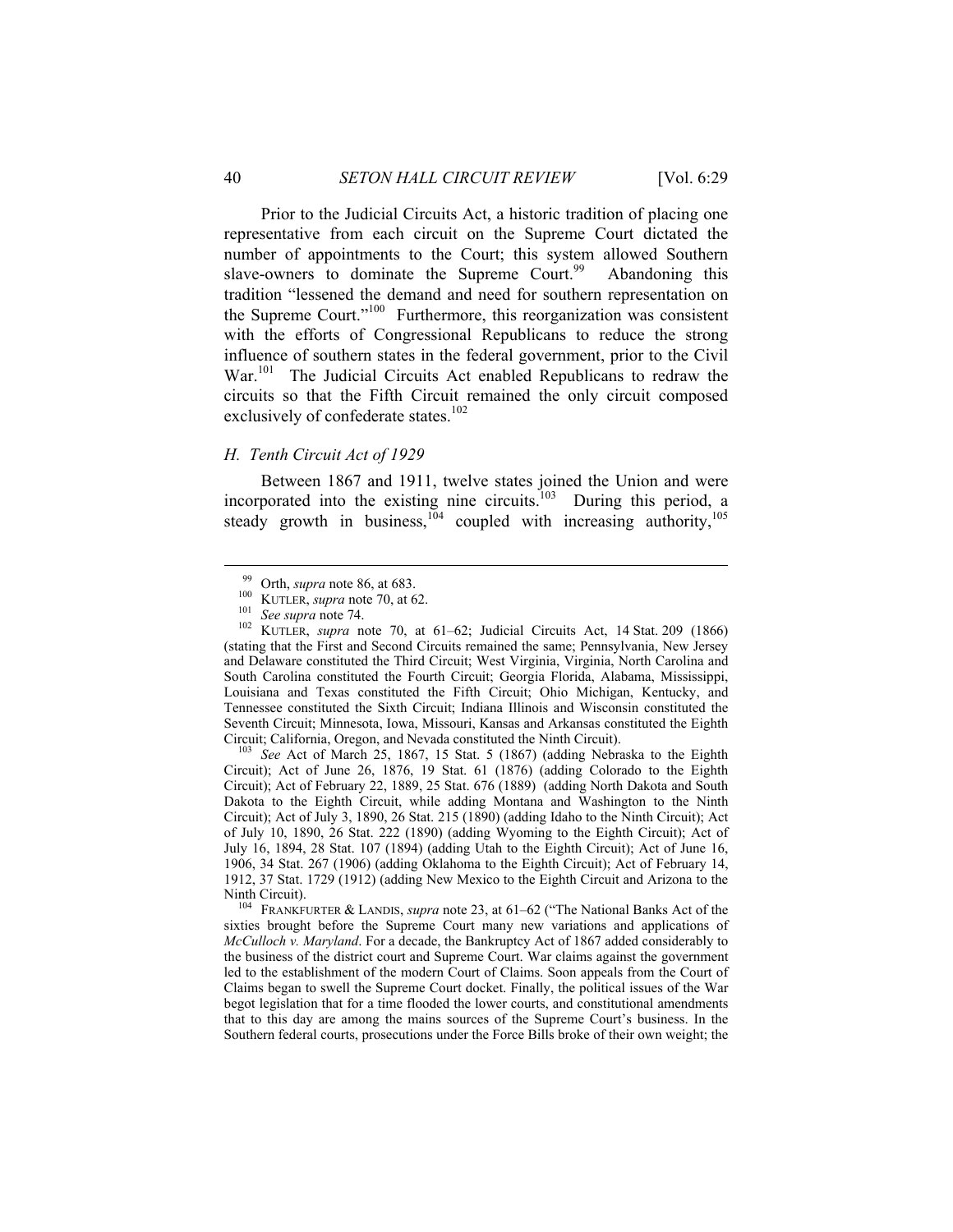Prior to the Judicial Circuits Act, a historic tradition of placing one representative from each circuit on the Supreme Court dictated the number of appointments to the Court; this system allowed Southern slave-owners to dominate the Supreme Court.[99] Abandoning this tradition "lessened the demand and need for southern representation on the Supreme Court."[100] Furthermore, this reorganization was consistent with the efforts of Congressional Republicans to reduce the strong influence of southern states in the federal government, prior to the Civil War.[101] The Judicial Circuits Act enabled Republicans to redraw the circuits so that the Fifth Circuit remained the only circuit composed exclusively of confederate states.[102]

### *H. Tenth Circuit Act of 1929*

Between 1867 and 1911, twelve states joined the Union and were incorporated into the existing nine circuits.[103] During this period, a steady growth in business,[104] coupled with increasing authority,[105]

---

[99] Orth, *supra* note 86, at 683.

[100] KUTLER, *supra* note 70, at 62.

[101] *See supra* note 74.

[102] KUTLER, *supra* note 70, at 61–62; Judicial Circuits Act, 14 Stat. 209 (1866) (stating that the First and Second Circuits remained the same; Pennsylvania, New Jersey and Delaware constituted the Third Circuit; West Virginia, Virginia, North Carolina and South Carolina constituted the Fourth Circuit; Georgia Florida, Alabama, Mississippi, Louisiana and Texas constituted the Fifth Circuit; Ohio Michigan, Kentucky, and Tennessee constituted the Sixth Circuit; Indiana Illinois and Wisconsin constituted the Seventh Circuit; Minnesota, Iowa, Missouri, Kansas and Arkansas constituted the Eighth Circuit; California, Oregon, and Nevada constituted the Ninth Circuit).

[103] *See* Act of March 25, 1867, 15 Stat. 5 (1867) (adding Nebraska to the Eighth Circuit); Act of June 26, 1876, 19 Stat. 61 (1876) (adding Colorado to the Eighth Circuit); Act of February 22, 1889, 25 Stat. 676 (1889) (adding North Dakota and South Dakota to the Eighth Circuit, while adding Montana and Washington to the Ninth Circuit); Act of July 3, 1890, 26 Stat. 215 (1890) (adding Idaho to the Ninth Circuit); Act of July 10, 1890, 26 Stat. 222 (1890) (adding Wyoming to the Eighth Circuit); Act of July 16, 1894, 28 Stat. 107 (1894) (adding Utah to the Eighth Circuit); Act of June 16, 1906, 34 Stat. 267 (1906) (adding Oklahoma to the Eighth Circuit); Act of February 14, 1912, 37 Stat. 1729 (1912) (adding New Mexico to the Eighth Circuit and Arizona to the Ninth Circuit).

[104] FRANKFURTER & LANDIS, *supra* note 23, at 61–62 ("The National Banks Act of the sixties brought before the Supreme Court many new variations and applications of *McCulloch v. Maryland*. For a decade, the Bankruptcy Act of 1867 added considerably to the business of the district court and Supreme Court. War claims against the government led to the establishment of the modern Court of Claims. Soon appeals from the Court of Claims began to swell the Supreme Court docket. Finally, the political issues of the War begot legislation that for a time flooded the lower courts, and constitutional amendments that to this day are among the mains sources of the Supreme Court's business. In the Southern federal courts, prosecutions under the Force Bills broke of their own weight; the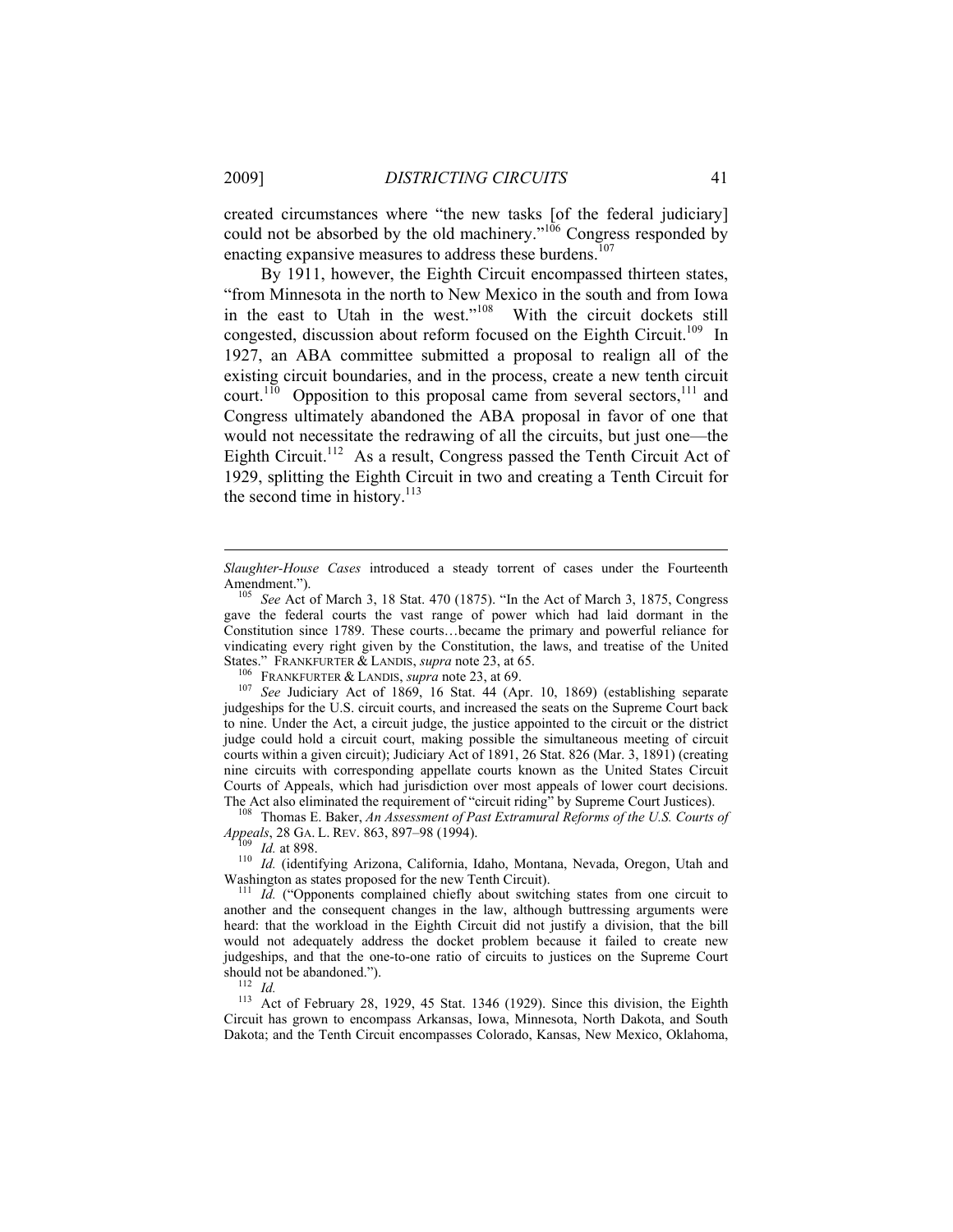created circumstances where "the new tasks [of the federal judiciary] could not be absorbed by the old machinery."[106] Congress responded by enacting expansive measures to address these burdens.[107]

By 1911, however, the Eighth Circuit encompassed thirteen states, "from Minnesota in the north to New Mexico in the south and from Iowa in the east to Utah in the west."[108] With the circuit dockets still congested, discussion about reform focused on the Eighth Circuit.[109] In 1927, an ABA committee submitted a proposal to realign all of the existing circuit boundaries, and in the process, create a new tenth circuit court.[110] Opposition to this proposal came from several sectors,[111] and Congress ultimately abandoned the ABA proposal in favor of one that would not necessitate the redrawing of all the circuits, but just one—the Eighth Circuit.[112] As a result, Congress passed the Tenth Circuit Act of 1929, splitting the Eighth Circuit in two and creating a Tenth Circuit for the second time in history.[113]

---

*Slaughter-House Cases* introduced a steady torrent of cases under the Fourteenth Amendment.").

[105] *See* Act of March 3, 18 Stat. 470 (1875). "In the Act of March 3, 1875, Congress gave the federal courts the vast range of power which had laid dormant in the Constitution since 1789. These courts…became the primary and powerful reliance for vindicating every right given by the Constitution, the laws, and treatise of the United States." FRANKFURTER & LANDIS, *supra* note 23, at 65.

[106] FRANKFURTER & LANDIS, *supra* note 23, at 69.

[107] *See* Judiciary Act of 1869, 16 Stat. 44 (Apr. 10, 1869) (establishing separate judgeships for the U.S. circuit courts, and increased the seats on the Supreme Court back to nine. Under the Act, a circuit judge, the justice appointed to the circuit or the district judge could hold a circuit court, making possible the simultaneous meeting of circuit courts within a given circuit); Judiciary Act of 1891, 26 Stat. 826 (Mar. 3, 1891) (creating nine circuits with corresponding appellate courts known as the United States Circuit Courts of Appeals, which had jurisdiction over most appeals of lower court decisions. The Act also eliminated the requirement of "circuit riding" by Supreme Court Justices).

[108] Thomas E. Baker, *An Assessment of Past Extramural Reforms of the U.S. Courts of Appeals*, 28 GA. L. REV. 863, 897–98 (1994).

[109] *Id.* at 898.

[110] *Id.* (identifying Arizona, California, Idaho, Montana, Nevada, Oregon, Utah and Washington as states proposed for the new Tenth Circuit).

[111] *Id.* ("Opponents complained chiefly about switching states from one circuit to another and the consequent changes in the law, although buttressing arguments were heard: that the workload in the Eighth Circuit did not justify a division, that the bill would not adequately address the docket problem because it failed to create new judgeships, and that the one-to-one ratio of circuits to justices on the Supreme Court should not be abandoned.").

[112] *Id.*

[113] Act of February 28, 1929, 45 Stat. 1346 (1929). Since this division, the Eighth Circuit has grown to encompass Arkansas, Iowa, Minnesota, North Dakota, and South Dakota; and the Tenth Circuit encompasses Colorado, Kansas, New Mexico, Oklahoma,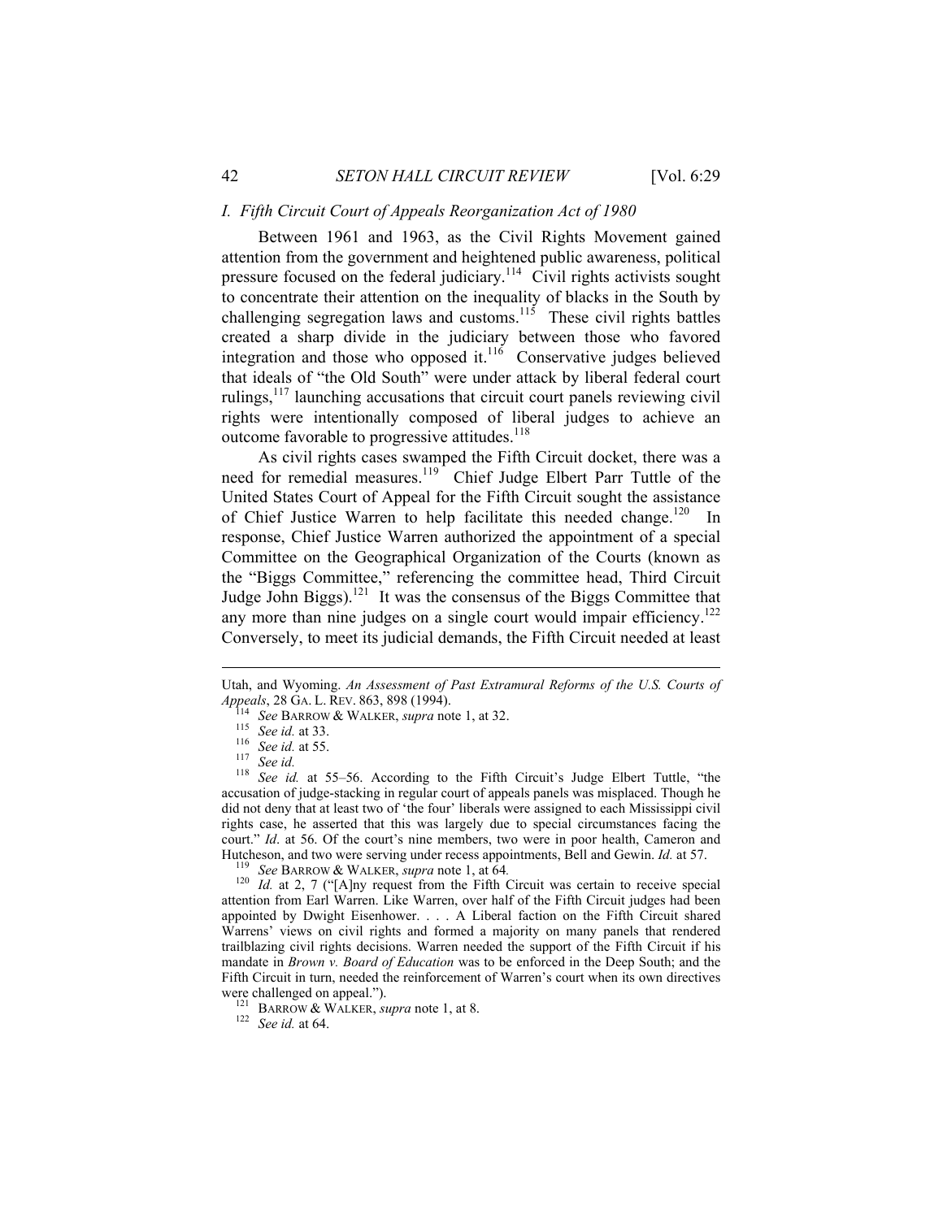## *I. Fifth Circuit Court of Appeals Reorganization Act of 1980*

Between 1961 and 1963, as the Civil Rights Movement gained attention from the government and heightened public awareness, political pressure focused on the federal judiciary.[114] Civil rights activists sought to concentrate their attention on the inequality of blacks in the South by challenging segregation laws and customs.[115] These civil rights battles created a sharp divide in the judiciary between those who favored integration and those who opposed it.[116] Conservative judges believed that ideals of "the Old South" were under attack by liberal federal court rulings,[117] launching accusations that circuit court panels reviewing civil rights were intentionally composed of liberal judges to achieve an outcome favorable to progressive attitudes.[118]

As civil rights cases swamped the Fifth Circuit docket, there was a need for remedial measures.[119] Chief Judge Elbert Parr Tuttle of the United States Court of Appeal for the Fifth Circuit sought the assistance of Chief Justice Warren to help facilitate this needed change.[120] In response, Chief Justice Warren authorized the appointment of a special Committee on the Geographical Organization of the Courts (known as the "Biggs Committee," referencing the committee head, Third Circuit Judge John Biggs).[121] It was the consensus of the Biggs Committee that any more than nine judges on a single court would impair efficiency.[122] Conversely, to meet its judicial demands, the Fifth Circuit needed at least

---

Utah, and Wyoming. *An Assessment of Past Extramural Reforms of the U.S. Courts of Appeals*, 28 GA. L. REV. 863, 898 (1994).

[114] *See* BARROW & WALKER, *supra* note 1, at 32.

[115] *See id.* at 33.

[116] *See id.* at 55.

[117] *See id.*

[118] *See id.* at 55–56. According to the Fifth Circuit's Judge Elbert Tuttle, "the accusation of judge-stacking in regular court of appeals panels was misplaced. Though he did not deny that at least two of 'the four' liberals were assigned to each Mississippi civil rights case, he asserted that this was largely due to special circumstances facing the court." *Id*. at 56. Of the court's nine members, two were in poor health, Cameron and Hutcheson, and two were serving under recess appointments, Bell and Gewin. *Id.* at 57.

[119] *See* BARROW & WALKER, *supra* note 1, at 64*.*

[120] *Id.* at 2, 7 ("[A]ny request from the Fifth Circuit was certain to receive special attention from Earl Warren. Like Warren, over half of the Fifth Circuit judges had been appointed by Dwight Eisenhower. . . . A Liberal faction on the Fifth Circuit shared Warrens' views on civil rights and formed a majority on many panels that rendered trailblazing civil rights decisions. Warren needed the support of the Fifth Circuit if his mandate in *Brown v. Board of Education* was to be enforced in the Deep South; and the Fifth Circuit in turn, needed the reinforcement of Warren's court when its own directives were challenged on appeal.").

[121] BARROW & WALKER, *supra* note 1, at 8.

[122] *See id.* at 64.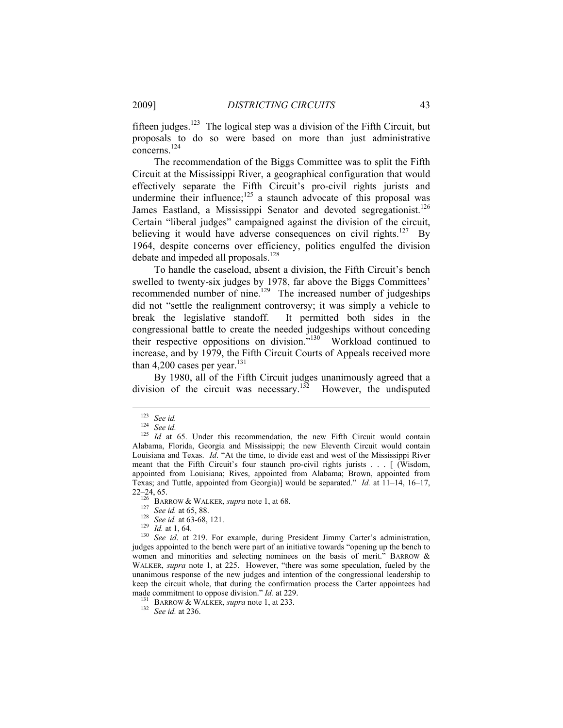fifteen judges.[123] The logical step was a division of the Fifth Circuit, but proposals to do so were based on more than just administrative concerns.[124]

The recommendation of the Biggs Committee was to split the Fifth Circuit at the Mississippi River, a geographical configuration that would effectively separate the Fifth Circuit's pro-civil rights jurists and undermine their influence;[125] a staunch advocate of this proposal was James Eastland, a Mississippi Senator and devoted segregationist.[126] Certain "liberal judges" campaigned against the division of the circuit, believing it would have adverse consequences on civil rights.[127] By 1964, despite concerns over efficiency, politics engulfed the division debate and impeded all proposals.[128]

To handle the caseload, absent a division, the Fifth Circuit's bench swelled to twenty-six judges by 1978, far above the Biggs Committees' recommended number of nine.[129] The increased number of judgeships did not "settle the realignment controversy; it was simply a vehicle to break the legislative standoff. It permitted both sides in the congressional battle to create the needed judgeships without conceding their respective oppositions on division."[130] Workload continued to increase, and by 1979, the Fifth Circuit Courts of Appeals received more than 4,200 cases per year.[131]

By 1980, all of the Fifth Circuit judges unanimously agreed that a division of the circuit was necessary.[132] However, the undisputed

---

[123] *See id.*

[124] *See id.*

[125] *Id* at 65. Under this recommendation, the new Fifth Circuit would contain Alabama, Florida, Georgia and Mississippi; the new Eleventh Circuit would contain Louisiana and Texas. *Id*. "At the time, to divide east and west of the Mississippi River meant that the Fifth Circuit's four staunch pro-civil rights jurists . . . [ (Wisdom, appointed from Louisiana; Rives, appointed from Alabama; Brown, appointed from Texas; and Tuttle, appointed from Georgia)] would be separated." *Id.* at 11–14, 16–17, 22–24, 65.

[126] BARROW & WALKER, *supra* note 1, at 68.

[127] *See id.* at 65, 88.

[128] *See id.* at 63-68, 121.

[129] *Id.* at 1, 64.

[130] *See id*. at 219. For example, during President Jimmy Carter's administration, judges appointed to the bench were part of an initiative towards "opening up the bench to women and minorities and selecting nominees on the basis of merit." BARROW & WALKER, *supra* note 1, at 225. However, "there was some speculation, fueled by the unanimous response of the new judges and intention of the congressional leadership to keep the circuit whole, that during the confirmation process the Carter appointees had made commitment to oppose division." *Id.* at 229.

[131] BARROW & WALKER, *supra* note 1, at 233.

[132] *See id.* at 236.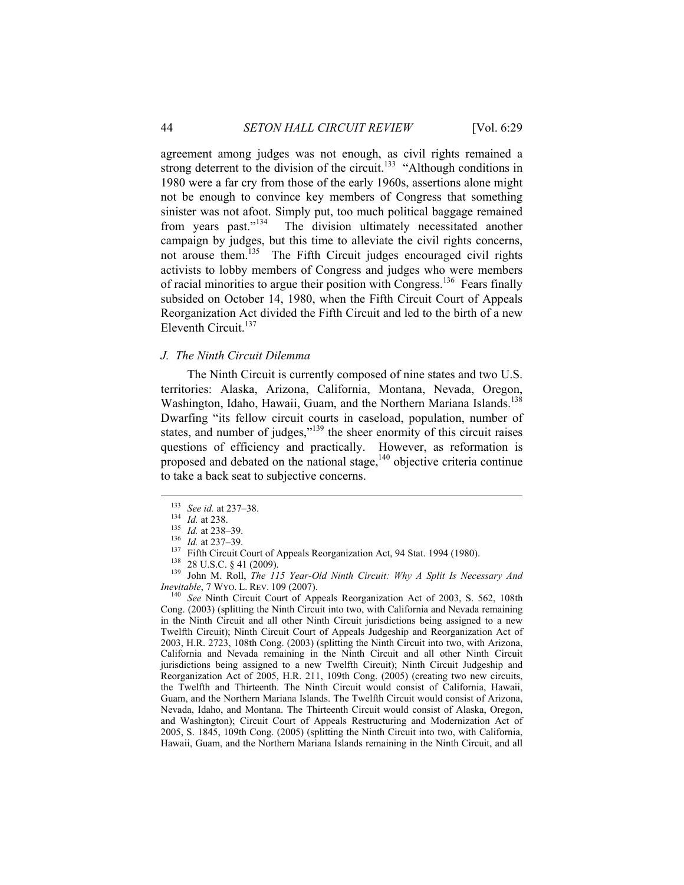agreement among judges was not enough, as civil rights remained a strong deterrent to the division of the circuit.[133] "Although conditions in 1980 were a far cry from those of the early 1960s, assertions alone might not be enough to convince key members of Congress that something sinister was not afoot. Simply put, too much political baggage remained from years past."[134] The division ultimately necessitated another campaign by judges, but this time to alleviate the civil rights concerns, not arouse them.[135] The Fifth Circuit judges encouraged civil rights activists to lobby members of Congress and judges who were members of racial minorities to argue their position with Congress.[136] Fears finally subsided on October 14, 1980, when the Fifth Circuit Court of Appeals Reorganization Act divided the Fifth Circuit and led to the birth of a new Eleventh Circuit.[137]

### *J. The Ninth Circuit Dilemma*

The Ninth Circuit is currently composed of nine states and two U.S. territories: Alaska, Arizona, California, Montana, Nevada, Oregon, Washington, Idaho, Hawaii, Guam, and the Northern Mariana Islands.[138] Dwarfing "its fellow circuit courts in caseload, population, number of states, and number of judges,"[139] the sheer enormity of this circuit raises questions of efficiency and practically. However, as reformation is proposed and debated on the national stage,[140] objective criteria continue to take a back seat to subjective concerns.

---

[133] *See id.* at 237–38.

[134] *Id.* at 238.

[135] *Id.* at 238–39.

[136] *Id.* at 237–39.

[137] Fifth Circuit Court of Appeals Reorganization Act, 94 Stat. 1994 (1980).

[138] 28 U.S.C. § 41 (2009).

[139] John M. Roll, *The 115 Year-Old Ninth Circuit: Why A Split Is Necessary And Inevitable*, 7 WYO. L. REV. 109 (2007).

[140] *See* Ninth Circuit Court of Appeals Reorganization Act of 2003, S. 562, 108th Cong. (2003) (splitting the Ninth Circuit into two, with California and Nevada remaining in the Ninth Circuit and all other Ninth Circuit jurisdictions being assigned to a new Twelfth Circuit); Ninth Circuit Court of Appeals Judgeship and Reorganization Act of 2003, H.R. 2723, 108th Cong. (2003) (splitting the Ninth Circuit into two, with Arizona, California and Nevada remaining in the Ninth Circuit and all other Ninth Circuit jurisdictions being assigned to a new Twelfth Circuit); Ninth Circuit Judgeship and Reorganization Act of 2005, H.R. 211, 109th Cong. (2005) (creating two new circuits, the Twelfth and Thirteenth. The Ninth Circuit would consist of California, Hawaii, Guam, and the Northern Mariana Islands. The Twelfth Circuit would consist of Arizona, Nevada, Idaho, and Montana. The Thirteenth Circuit would consist of Alaska, Oregon, and Washington); Circuit Court of Appeals Restructuring and Modernization Act of 2005, S. 1845, 109th Cong. (2005) (splitting the Ninth Circuit into two, with California, Hawaii, Guam, and the Northern Mariana Islands remaining in the Ninth Circuit, and all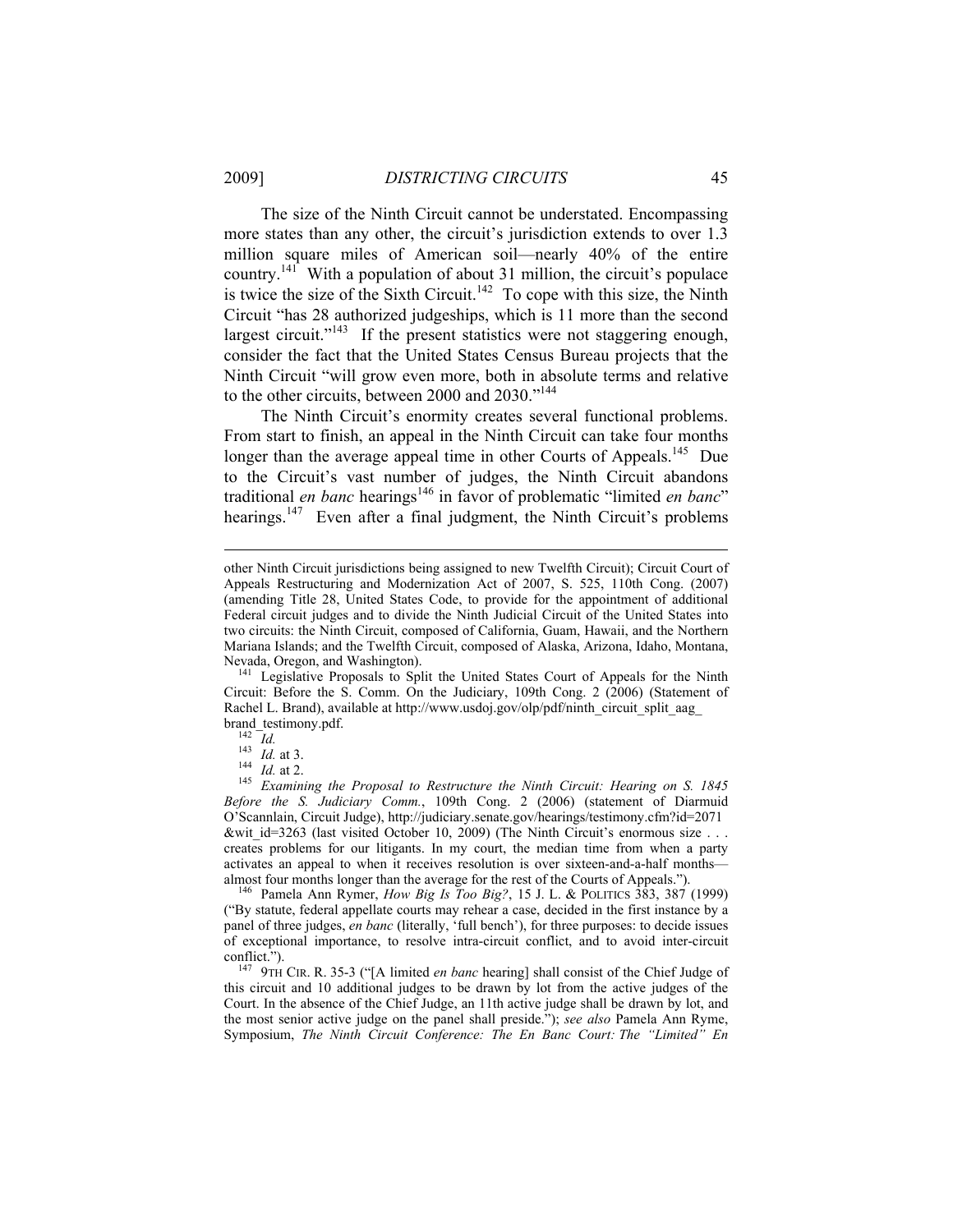The size of the Ninth Circuit cannot be understated. Encompassing more states than any other, the circuit's jurisdiction extends to over 1.3 million square miles of American soil—nearly 40% of the entire country.[141] With a population of about 31 million, the circuit's populace is twice the size of the Sixth Circuit.[142] To cope with this size, the Ninth Circuit "has 28 authorized judgeships, which is 11 more than the second largest circuit."[143] If the present statistics were not staggering enough, consider the fact that the United States Census Bureau projects that the Ninth Circuit "will grow even more, both in absolute terms and relative to the other circuits, between 2000 and 2030."[144]

The Ninth Circuit's enormity creates several functional problems. From start to finish, an appeal in the Ninth Circuit can take four months longer than the average appeal time in other Courts of Appeals.[145] Due to the Circuit's vast number of judges, the Ninth Circuit abandons traditional *en banc* hearings[146] in favor of problematic "limited *en banc*" hearings.[147] Even after a final judgment, the Ninth Circuit's problems

---

other Ninth Circuit jurisdictions being assigned to new Twelfth Circuit); Circuit Court of Appeals Restructuring and Modernization Act of 2007, S. 525, 110th Cong. (2007) (amending Title 28, United States Code, to provide for the appointment of additional Federal circuit judges and to divide the Ninth Judicial Circuit of the United States into two circuits: the Ninth Circuit, composed of California, Guam, Hawaii, and the Northern Mariana Islands; and the Twelfth Circuit, composed of Alaska, Arizona, Idaho, Montana, Nevada, Oregon, and Washington).

[141] Legislative Proposals to Split the United States Court of Appeals for the Ninth Circuit: Before the S. Comm. On the Judiciary, 109th Cong. 2 (2006) (Statement of Rachel L. Brand), available at http://www.usdoj.gov/olp/pdf/ninth_circuit_split_aag_brand_testimony.pdf.

[142] *Id.*

[143] *Id.* at 3.

[144] *Id.* at 2.

[145] *Examining the Proposal to Restructure the Ninth Circuit: Hearing on S. 1845 Before the S. Judiciary Comm.*, 109th Cong. 2 (2006) (statement of Diarmuid O'Scannlain, Circuit Judge), http://judiciary.senate.gov/hearings/testimony.cfm?id=2071&wit_id=3263 (last visited October 10, 2009) (The Ninth Circuit's enormous size . . . creates problems for our litigants. In my court, the median time from when a party activates an appeal to when it receives resolution is over sixteen-and-a-half months—almost four months longer than the average for the rest of the Courts of Appeals.").

[146] Pamela Ann Rymer, *How Big Is Too Big?*, 15 J. L. & POLITICS 383, 387 (1999) ("By statute, federal appellate courts may rehear a case, decided in the first instance by a panel of three judges, *en banc* (literally, 'full bench'), for three purposes: to decide issues of exceptional importance, to resolve intra-circuit conflict, and to avoid inter-circuit conflict.").

[147] 9TH CIR. R. 35-3 ("[A limited *en banc* hearing] shall consist of the Chief Judge of this circuit and 10 additional judges to be drawn by lot from the active judges of the Court. In the absence of the Chief Judge, an 11th active judge shall be drawn by lot, and the most senior active judge on the panel shall preside."); *see also* Pamela Ann Ryme, Symposium, *The Ninth Circuit Conference: The En Banc Court: The "Limited" En*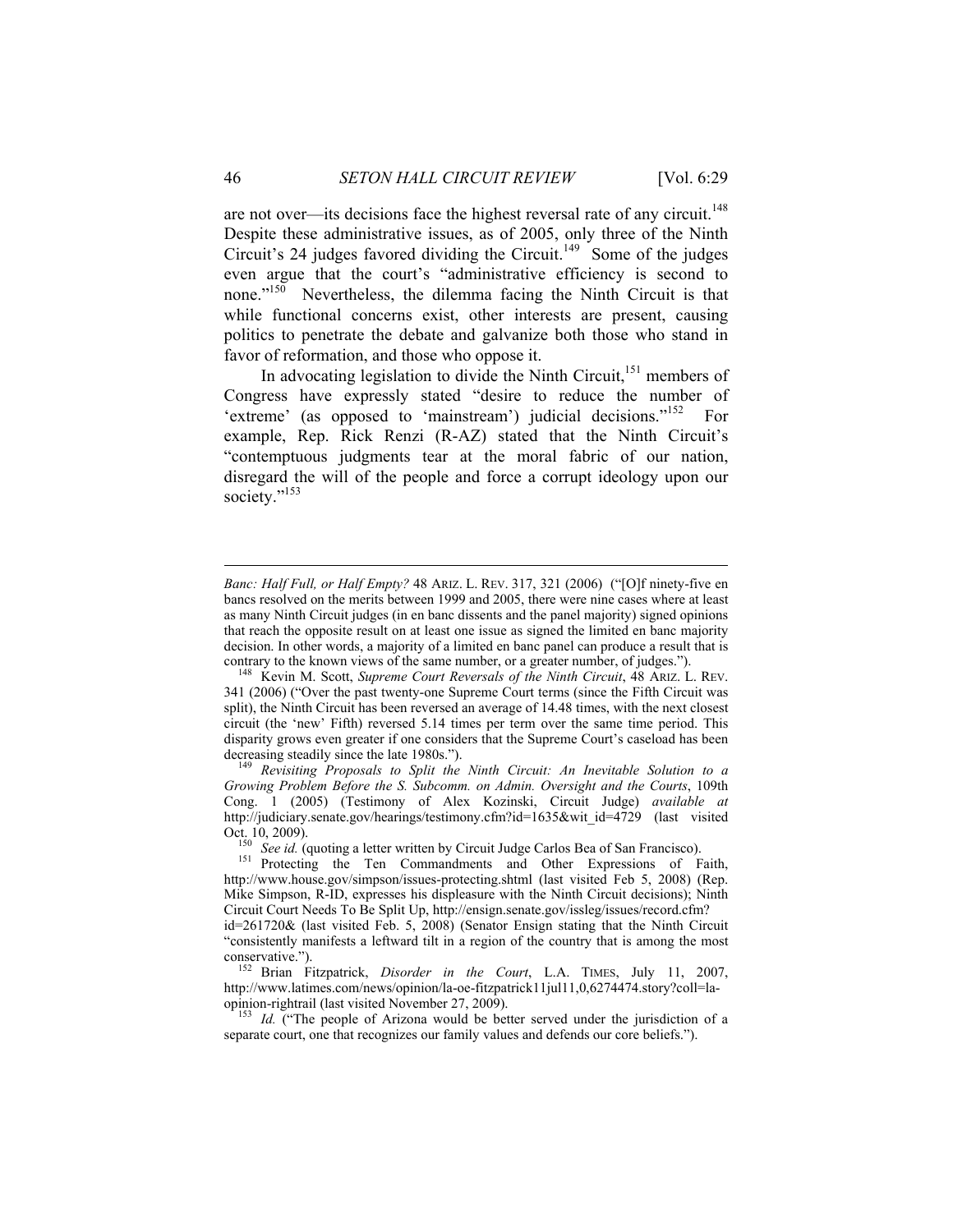are not over—its decisions face the highest reversal rate of any circuit.[148] Despite these administrative issues, as of 2005, only three of the Ninth Circuit's 24 judges favored dividing the Circuit.[149] Some of the judges even argue that the court's "administrative efficiency is second to none."[150] Nevertheless, the dilemma facing the Ninth Circuit is that while functional concerns exist, other interests are present, causing politics to penetrate the debate and galvanize both those who stand in favor of reformation, and those who oppose it.

In advocating legislation to divide the Ninth Circuit,[151] members of Congress have expressly stated "desire to reduce the number of 'extreme' (as opposed to 'mainstream') judicial decisions."[152] For example, Rep. Rick Renzi (R-AZ) stated that the Ninth Circuit's "contemptuous judgments tear at the moral fabric of our nation, disregard the will of the people and force a corrupt ideology upon our society."[153]

---

*Banc: Half Full, or Half Empty?* 48 ARIZ. L. REV. 317, 321 (2006) ("[O]f ninety-five en bancs resolved on the merits between 1999 and 2005, there were nine cases where at least as many Ninth Circuit judges (in en banc dissents and the panel majority) signed opinions that reach the opposite result on at least one issue as signed the limited en banc majority decision. In other words, a majority of a limited en banc panel can produce a result that is contrary to the known views of the same number, or a greater number, of judges.").

[148] Kevin M. Scott, *Supreme Court Reversals of the Ninth Circuit*, 48 ARIZ. L. REV. 341 (2006) ("Over the past twenty-one Supreme Court terms (since the Fifth Circuit was split), the Ninth Circuit has been reversed an average of 14.48 times, with the next closest circuit (the 'new' Fifth) reversed 5.14 times per term over the same time period. This disparity grows even greater if one considers that the Supreme Court's caseload has been decreasing steadily since the late 1980s.").

[149] *Revisiting Proposals to Split the Ninth Circuit: An Inevitable Solution to a Growing Problem Before the S. Subcomm. on Admin. Oversight and the Courts*, 109th Cong. 1 (2005) (Testimony of Alex Kozinski, Circuit Judge) *available at* http://judiciary.senate.gov/hearings/testimony.cfm?id=1635&wit_id=4729 (last visited Oct. 10, 2009).

[150] *See id.* (quoting a letter written by Circuit Judge Carlos Bea of San Francisco).

[151] Protecting the Ten Commandments and Other Expressions of Faith, http://www.house.gov/simpson/issues-protecting.shtml (last visited Feb 5, 2008) (Rep. Mike Simpson, R-ID, expresses his displeasure with the Ninth Circuit decisions); Ninth Circuit Court Needs To Be Split Up, http://ensign.senate.gov/issleg/issues/record.cfm?id=261720& (last visited Feb. 5, 2008) (Senator Ensign stating that the Ninth Circuit "consistently manifests a leftward tilt in a region of the country that is among the most conservative.").

[152] Brian Fitzpatrick, *Disorder in the Court*, L.A. TIMES, July 11, 2007, http://www.latimes.com/news/opinion/la-oe-fitzpatrick11jul11,0,6274474.story?coll=la-opinion-rightrail (last visited November 27, 2009).

[153] *Id.* ("The people of Arizona would be better served under the jurisdiction of a separate court, one that recognizes our family values and defends our core beliefs.").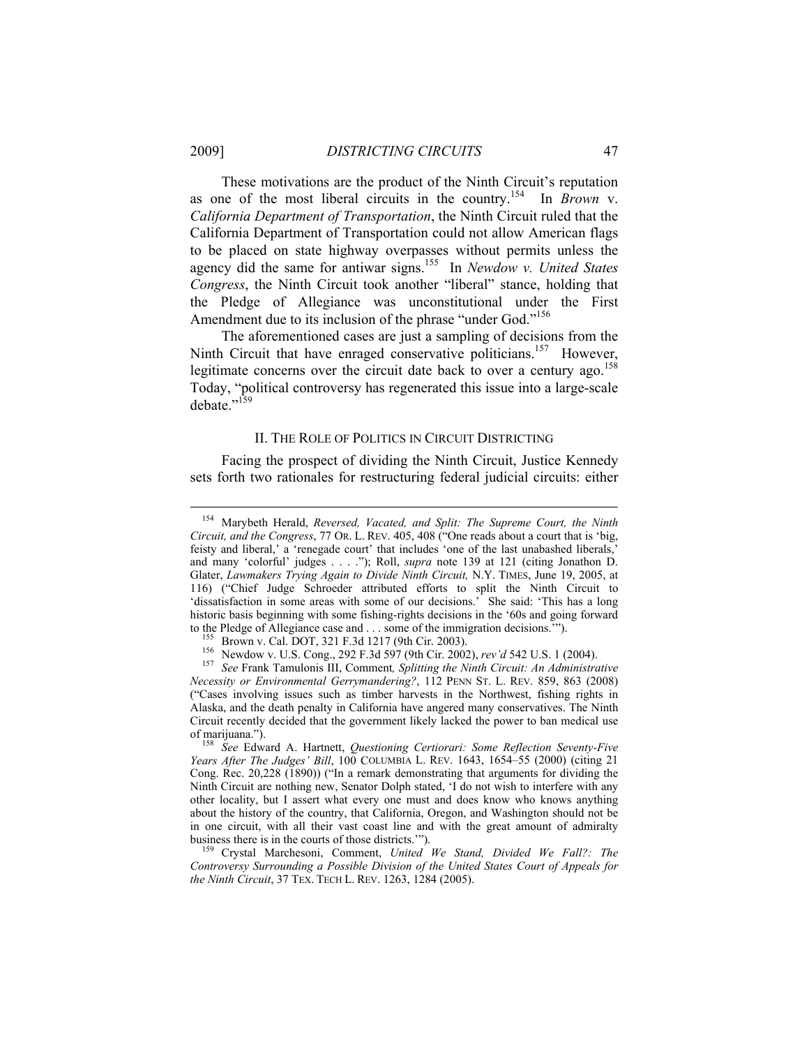These motivations are the product of the Ninth Circuit's reputation as one of the most liberal circuits in the country.[154] In *Brown* v. *California Department of Transportation*, the Ninth Circuit ruled that the California Department of Transportation could not allow American flags to be placed on state highway overpasses without permits unless the agency did the same for antiwar signs.[155] In *Newdow v. United States Congress*, the Ninth Circuit took another "liberal" stance, holding that the Pledge of Allegiance was unconstitutional under the First Amendment due to its inclusion of the phrase "under God."[156]

The aforementioned cases are just a sampling of decisions from the Ninth Circuit that have enraged conservative politicians.[157] However, legitimate concerns over the circuit date back to over a century ago.[158] Today, "political controversy has regenerated this issue into a large-scale debate."[159]

## II. The Role of Politics in Circuit Districting

Facing the prospect of dividing the Ninth Circuit, Justice Kennedy sets forth two rationales for restructuring federal judicial circuits: either

---

[154] Marybeth Herald, *Reversed, Vacated, and Split: The Supreme Court, the Ninth Circuit, and the Congress*, 77 OR. L. REV. 405, 408 ("One reads about a court that is 'big, feisty and liberal,' a 'renegade court' that includes 'one of the last unabashed liberals,' and many 'colorful' judges . . . ."); Roll, *supra* note 139 at 121 (citing Jonathon D. Glater, *Lawmakers Trying Again to Divide Ninth Circuit,* N.Y. TIMES, June 19, 2005, at 116) ("Chief Judge Schroeder attributed efforts to split the Ninth Circuit to 'dissatisfaction in some areas with some of our decisions.' She said: 'This has a long historic basis beginning with some fishing-rights decisions in the '60s and going forward to the Pledge of Allegiance case and . . . some of the immigration decisions.'").

[155] Brown v. Cal. DOT, 321 F.3d 1217 (9th Cir. 2003).

[156] Newdow v. U.S. Cong., 292 F.3d 597 (9th Cir. 2002), *rev'd* 542 U.S. 1 (2004).

[157] *See* Frank Tamulonis III, Comment*, Splitting the Ninth Circuit: An Administrative Necessity or Environmental Gerrymandering?*, 112 PENN ST. L. REV. 859, 863 (2008) ("Cases involving issues such as timber harvests in the Northwest, fishing rights in Alaska, and the death penalty in California have angered many conservatives. The Ninth Circuit recently decided that the government likely lacked the power to ban medical use of marijuana.").

[158] *See* Edward A. Hartnett, *Questioning Certiorari: Some Reflection Seventy-Five Years After The Judges' Bill*, 100 COLUMBIA L. REV. 1643, 1654–55 (2000) (citing 21 Cong. Rec. 20,228 (1890)) ("In a remark demonstrating that arguments for dividing the Ninth Circuit are nothing new, Senator Dolph stated, 'I do not wish to interfere with any other locality, but I assert what every one must and does know who knows anything about the history of the country, that California, Oregon, and Washington should not be in one circuit, with all their vast coast line and with the great amount of admiralty business there is in the courts of those districts.'").

[159] Crystal Marchesoni, Comment, *United We Stand, Divided We Fall?: The Controversy Surrounding a Possible Division of the United States Court of Appeals for the Ninth Circuit*, 37 TEX. TECH L. REV. 1263, 1284 (2005).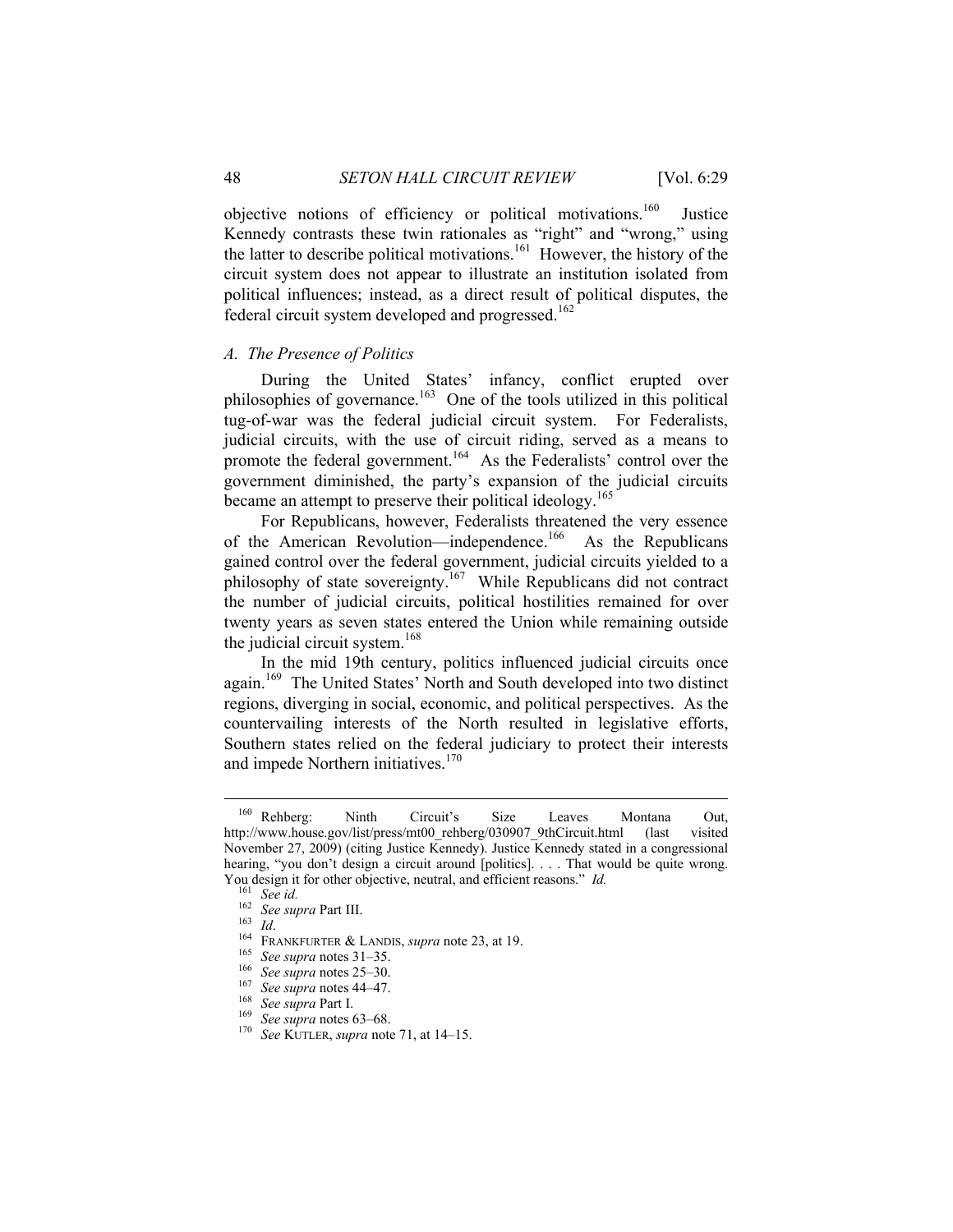objective notions of efficiency or political motivations.[160] Justice Kennedy contrasts these twin rationales as "right" and "wrong," using the latter to describe political motivations.[161] However, the history of the circuit system does not appear to illustrate an institution isolated from political influences; instead, as a direct result of political disputes, the federal circuit system developed and progressed.[162]

### *A. The Presence of Politics*

During the United States' infancy, conflict erupted over philosophies of governance.[163] One of the tools utilized in this political tug-of-war was the federal judicial circuit system. For Federalists, judicial circuits, with the use of circuit riding, served as a means to promote the federal government.[164] As the Federalists' control over the government diminished, the party's expansion of the judicial circuits became an attempt to preserve their political ideology.[165]

For Republicans, however, Federalists threatened the very essence of the American Revolution—independence.[166] As the Republicans gained control over the federal government, judicial circuits yielded to a philosophy of state sovereignty.[167] While Republicans did not contract the number of judicial circuits, political hostilities remained for over twenty years as seven states entered the Union while remaining outside the judicial circuit system.[168]

In the mid 19th century, politics influenced judicial circuits once again.[169] The United States' North and South developed into two distinct regions, diverging in social, economic, and political perspectives. As the countervailing interests of the North resulted in legislative efforts, Southern states relied on the federal judiciary to protect their interests and impede Northern initiatives.[170]

---

[160] Rehberg: Ninth Circuit's Size Leaves Montana Out, http://www.house.gov/list/press/mt00_rehberg/030907_9thCircuit.html (last visited November 27, 2009) (citing Justice Kennedy). Justice Kennedy stated in a congressional hearing, "you don't design a circuit around [politics]. . . . That would be quite wrong. You design it for other objective, neutral, and efficient reasons." *Id.*

[161] *See id.*

[162] *See supra* Part III.

[163] *Id*.

[164] FRANKFURTER & LANDIS, *supra* note 23, at 19.

[165] *See supra* notes 31–35.

[166] *See supra* notes 25–30.

[167] *See supra* notes 44–47.

[168] *See supra* Part I.

[169] *See supra* notes 63–68.

[170] *See* KUTLER, *supra* note 71, at 14–15.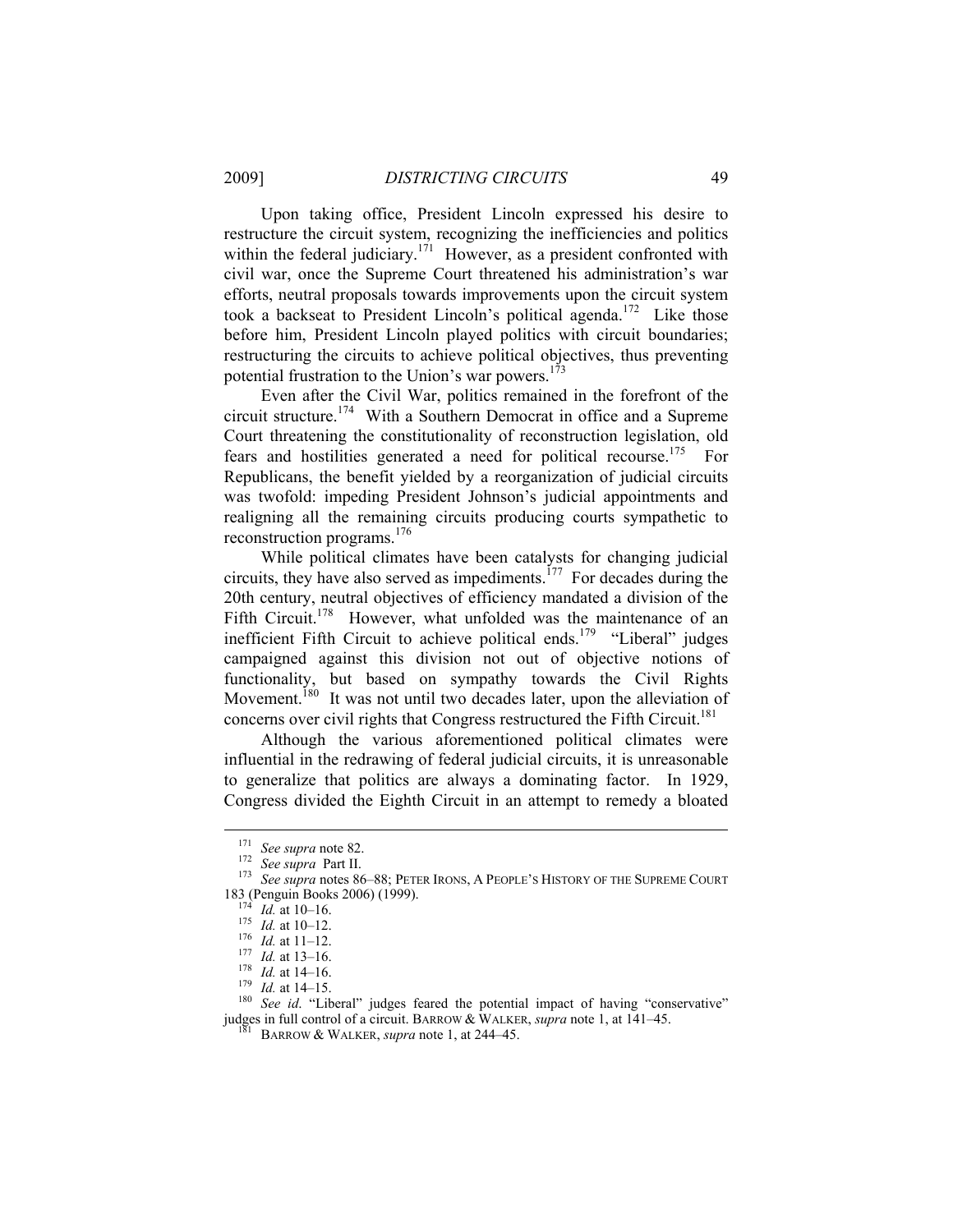Upon taking office, President Lincoln expressed his desire to restructure the circuit system, recognizing the inefficiencies and politics within the federal judiciary.[171] However, as a president confronted with civil war, once the Supreme Court threatened his administration's war efforts, neutral proposals towards improvements upon the circuit system took a backseat to President Lincoln's political agenda.[172] Like those before him, President Lincoln played politics with circuit boundaries; restructuring the circuits to achieve political objectives, thus preventing potential frustration to the Union's war powers.[173]

Even after the Civil War, politics remained in the forefront of the circuit structure.[174] With a Southern Democrat in office and a Supreme Court threatening the constitutionality of reconstruction legislation, old fears and hostilities generated a need for political recourse.[175] For Republicans, the benefit yielded by a reorganization of judicial circuits was twofold: impeding President Johnson's judicial appointments and realigning all the remaining circuits producing courts sympathetic to reconstruction programs.[176]

While political climates have been catalysts for changing judicial circuits, they have also served as impediments.[177] For decades during the 20th century, neutral objectives of efficiency mandated a division of the Fifth Circuit.[178] However, what unfolded was the maintenance of an inefficient Fifth Circuit to achieve political ends.[179] "Liberal" judges campaigned against this division not out of objective notions of functionality, but based on sympathy towards the Civil Rights Movement.[180] It was not until two decades later, upon the alleviation of concerns over civil rights that Congress restructured the Fifth Circuit.[181]

Although the various aforementioned political climates were influential in the redrawing of federal judicial circuits, it is unreasonable to generalize that politics are always a dominating factor. In 1929, Congress divided the Eighth Circuit in an attempt to remedy a bloated

---

[171] *See supra* note 82.

[172] *See supra* Part II.

[173] *See supra* notes 86–88; PETER IRONS, A PEOPLE'S HISTORY OF THE SUPREME COURT 183 (Penguin Books 2006) (1999).

[174] *Id.* at 10–16.

[175] *Id.* at 10–12.

[176] *Id.* at 11–12.

[177] *Id.* at 13–16.

[178] *Id.* at 14–16.

[179] *Id.* at 14–15.

[180] *See id*. "Liberal" judges feared the potential impact of having "conservative" judges in full control of a circuit. BARROW & WALKER, *supra* note 1, at 141–45.

[181] BARROW & WALKER, *supra* note 1, at 244–45.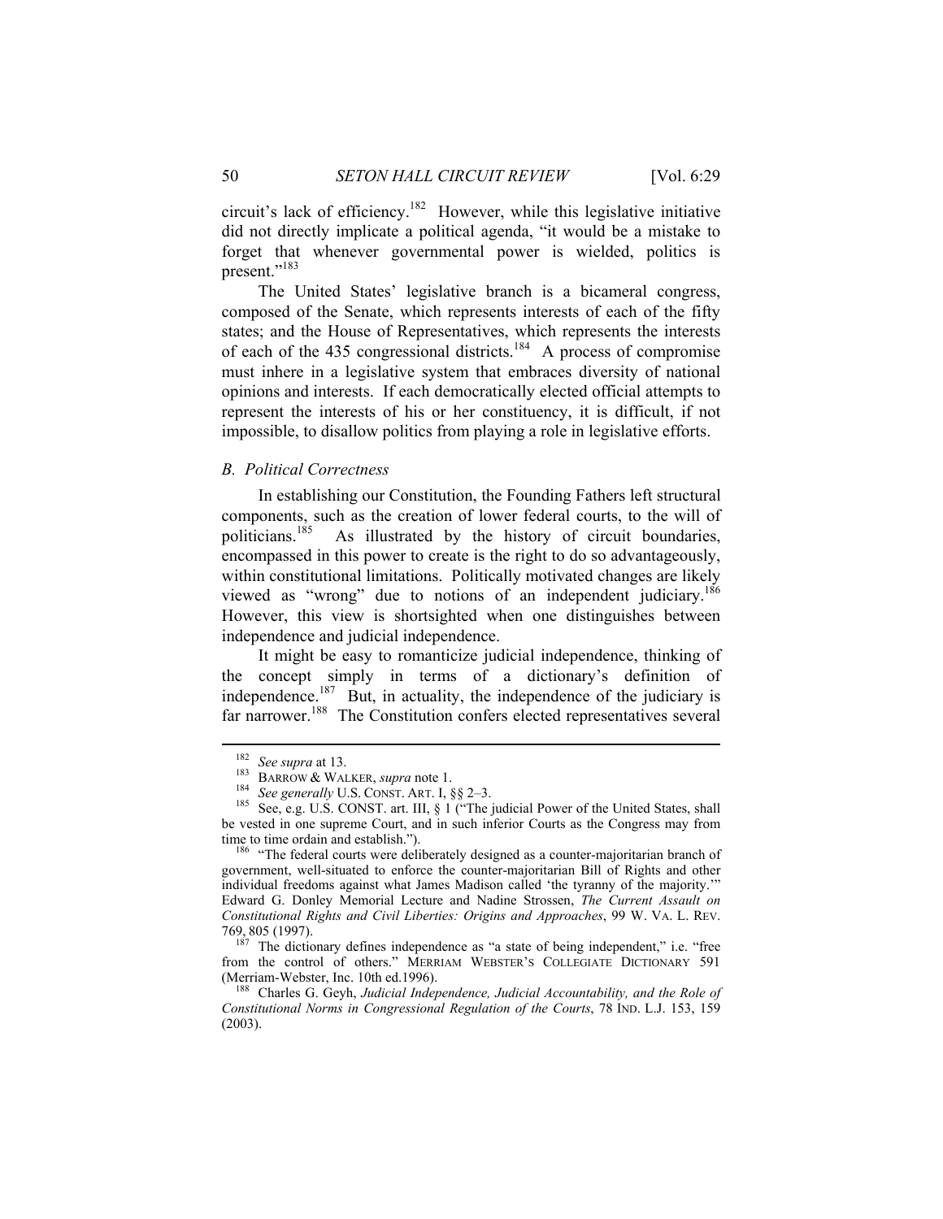circuit's lack of efficiency.[182] However, while this legislative initiative did not directly implicate a political agenda, "it would be a mistake to forget that whenever governmental power is wielded, politics is present."[183]

The United States' legislative branch is a bicameral congress, composed of the Senate, which represents interests of each of the fifty states; and the House of Representatives, which represents the interests of each of the 435 congressional districts.[184] A process of compromise must inhere in a legislative system that embraces diversity of national opinions and interests. If each democratically elected official attempts to represent the interests of his or her constituency, it is difficult, if not impossible, to disallow politics from playing a role in legislative efforts.

### *B. Political Correctness*

In establishing our Constitution, the Founding Fathers left structural components, such as the creation of lower federal courts, to the will of politicians.[185] As illustrated by the history of circuit boundaries, encompassed in this power to create is the right to do so advantageously, within constitutional limitations. Politically motivated changes are likely viewed as "wrong" due to notions of an independent judiciary.[186] However, this view is shortsighted when one distinguishes between independence and judicial independence.

It might be easy to romanticize judicial independence, thinking of the concept simply in terms of a dictionary's definition of independence.[187] But, in actuality, the independence of the judiciary is far narrower.[188] The Constitution confers elected representatives several

---

[182] *See supra* at 13.

[183] BARROW & WALKER, *supra* note 1.

[184] *See generally* U.S. CONST. ART. I, §§ 2–3.

[185] See, e.g. U.S. CONST. art. III, § 1 ("The judicial Power of the United States, shall be vested in one supreme Court, and in such inferior Courts as the Congress may from time to time ordain and establish.").

[186] "The federal courts were deliberately designed as a counter-majoritarian branch of government, well-situated to enforce the counter-majoritarian Bill of Rights and other individual freedoms against what James Madison called 'the tyranny of the majority.'" Edward G. Donley Memorial Lecture and Nadine Strossen, *The Current Assault on Constitutional Rights and Civil Liberties: Origins and Approaches*, 99 W. VA. L. REV. 769, 805 (1997).

[187] The dictionary defines independence as "a state of being independent," i.e. "free from the control of others." MERRIAM WEBSTER'S COLLEGIATE DICTIONARY 591 (Merriam-Webster, Inc. 10th ed.1996).

[188] Charles G. Geyh, *Judicial Independence, Judicial Accountability, and the Role of Constitutional Norms in Congressional Regulation of the Courts*, 78 IND. L.J. 153, 159 (2003).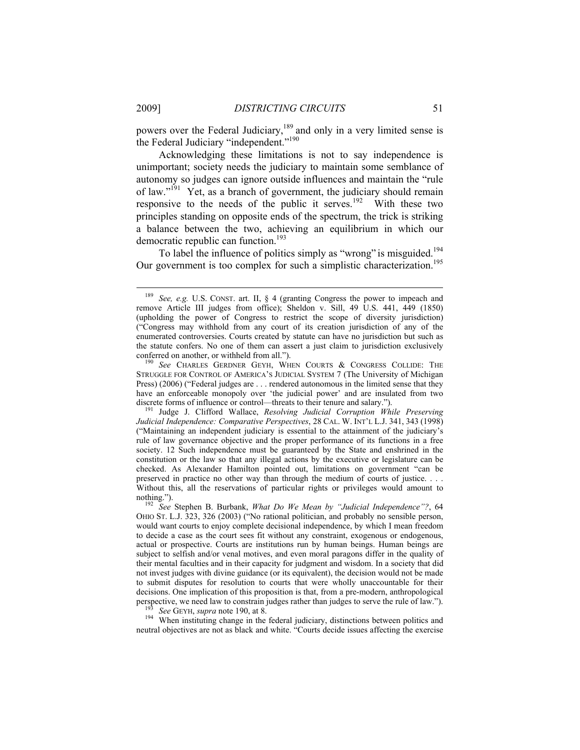powers over the Federal Judiciary,[189] and only in a very limited sense is the Federal Judiciary "independent."[190]

Acknowledging these limitations is not to say independence is unimportant; society needs the judiciary to maintain some semblance of autonomy so judges can ignore outside influences and maintain the "rule of law."[191] Yet, as a branch of government, the judiciary should remain responsive to the needs of the public it serves.[192] With these two principles standing on opposite ends of the spectrum, the trick is striking a balance between the two, achieving an equilibrium in which our democratic republic can function.[193]

To label the influence of politics simply as "wrong" is misguided.[194] Our government is too complex for such a simplistic characterization.[195]

---

[189] *See, e.g.* U.S. CONST. art. II, § 4 (granting Congress the power to impeach and remove Article III judges from office); Sheldon v. Sill, 49 U.S. 441, 449 (1850) (upholding the power of Congress to restrict the scope of diversity jurisdiction) ("Congress may withhold from any court of its creation jurisdiction of any of the enumerated controversies. Courts created by statute can have no jurisdiction but such as the statute confers. No one of them can assert a just claim to jurisdiction exclusively conferred on another, or withheld from all.").

[190] *See* CHARLES GERDNER GEYH, WHEN COURTS & CONGRESS COLLIDE: THE STRUGGLE FOR CONTROL OF AMERICA'S JUDICIAL SYSTEM 7 (The University of Michigan Press) (2006) ("Federal judges are . . . rendered autonomous in the limited sense that they have an enforceable monopoly over 'the judicial power' and are insulated from two discrete forms of influence or control—threats to their tenure and salary.").

[191] Judge J. Clifford Wallace, *Resolving Judicial Corruption While Preserving Judicial Independence: Comparative Perspectives*, 28 CAL. W. INT'L L.J. 341, 343 (1998) ("Maintaining an independent judiciary is essential to the attainment of the judiciary's rule of law governance objective and the proper performance of its functions in a free society. 12 Such independence must be guaranteed by the State and enshrined in the constitution or the law so that any illegal actions by the executive or legislature can be checked. As Alexander Hamilton pointed out, limitations on government "can be preserved in practice no other way than through the medium of courts of justice. . . . Without this, all the reservations of particular rights or privileges would amount to nothing.").

[192] *See* Stephen B. Burbank, *What Do We Mean by "Judicial Independence"?*, 64 OHIO ST. L.J. 323, 326 (2003) ("No rational politician, and probably no sensible person, would want courts to enjoy complete decisional independence, by which I mean freedom to decide a case as the court sees fit without any constraint, exogenous or endogenous, actual or prospective. Courts are institutions run by human beings. Human beings are subject to selfish and/or venal motives, and even moral paragons differ in the quality of their mental faculties and in their capacity for judgment and wisdom. In a society that did not invest judges with divine guidance (or its equivalent), the decision would not be made to submit disputes for resolution to courts that were wholly unaccountable for their decisions. One implication of this proposition is that, from a pre-modern, anthropological perspective, we need law to constrain judges rather than judges to serve the rule of law.").

[193] *See* GEYH, *supra* note 190, at 8.

[194] When instituting change in the federal judiciary, distinctions between politics and neutral objectives are not as black and white. "Courts decide issues affecting the exercise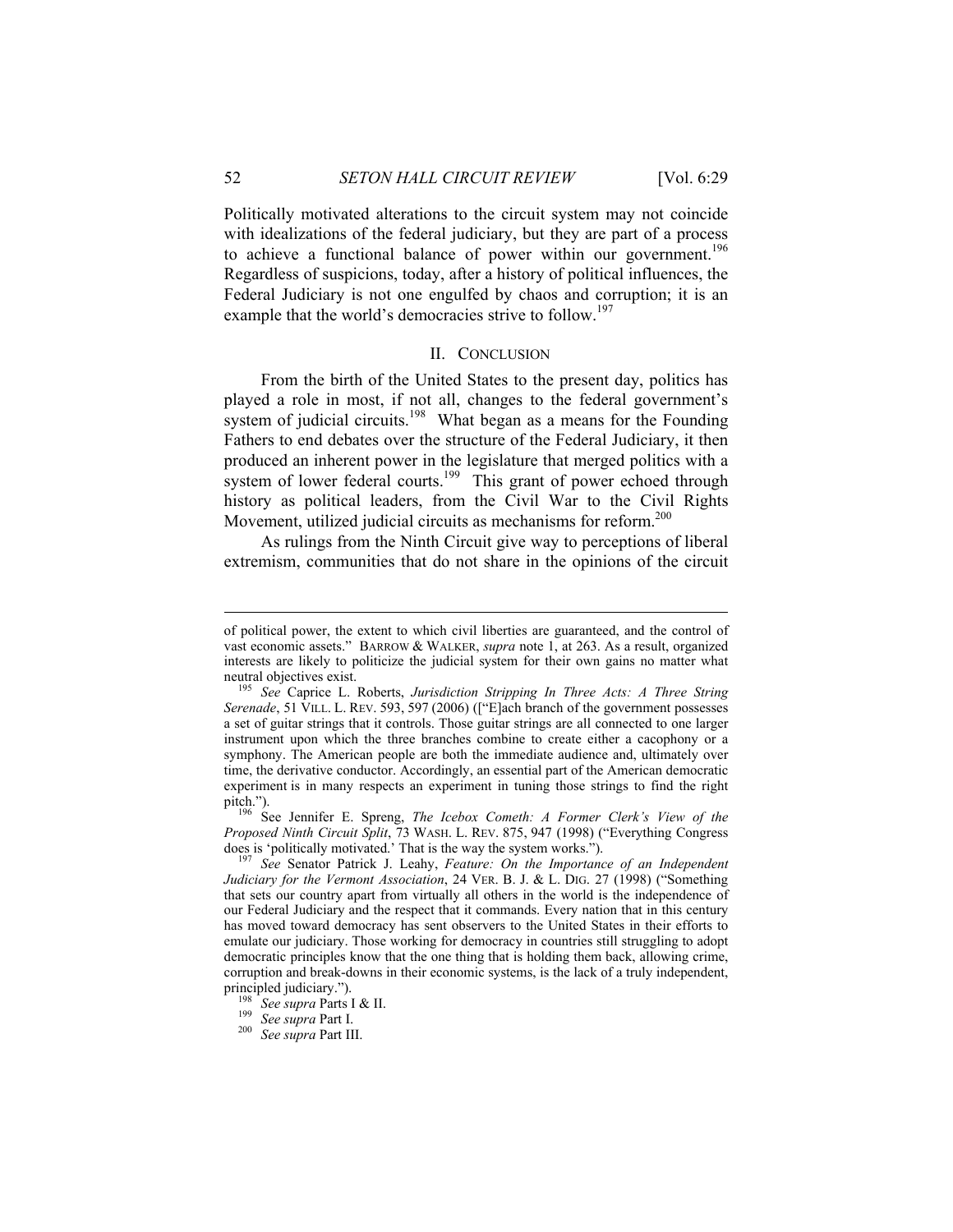Politically motivated alterations to the circuit system may not coincide with idealizations of the federal judiciary, but they are part of a process to achieve a functional balance of power within our government.[196] Regardless of suspicions, today, after a history of political influences, the Federal Judiciary is not one engulfed by chaos and corruption; it is an example that the world's democracies strive to follow.[197]

## II. CONCLUSION

From the birth of the United States to the present day, politics has played a role in most, if not all, changes to the federal government's system of judicial circuits.[198] What began as a means for the Founding Fathers to end debates over the structure of the Federal Judiciary, it then produced an inherent power in the legislature that merged politics with a system of lower federal courts.[199] This grant of power echoed through history as political leaders, from the Civil War to the Civil Rights Movement, utilized judicial circuits as mechanisms for reform.[200]

As rulings from the Ninth Circuit give way to perceptions of liberal extremism, communities that do not share in the opinions of the circuit

---

of political power, the extent to which civil liberties are guaranteed, and the control of vast economic assets." BARROW & WALKER, *supra* note 1, at 263. As a result, organized interests are likely to politicize the judicial system for their own gains no matter what neutral objectives exist.

[195] *See* Caprice L. Roberts, *Jurisdiction Stripping In Three Acts: A Three String Serenade*, 51 VILL. L. REV. 593, 597 (2006) (["E]ach branch of the government possesses a set of guitar strings that it controls. Those guitar strings are all connected to one larger instrument upon which the three branches combine to create either a cacophony or a symphony. The American people are both the immediate audience and, ultimately over time, the derivative conductor. Accordingly, an essential part of the American democratic experiment is in many respects an experiment in tuning those strings to find the right pitch.").

[196] See Jennifer E. Spreng, *The Icebox Cometh: A Former Clerk's View of the Proposed Ninth Circuit Split*, 73 WASH. L. REV. 875, 947 (1998) ("Everything Congress does is 'politically motivated.' That is the way the system works.").

[197] *See* Senator Patrick J. Leahy, *Feature: On the Importance of an Independent Judiciary for the Vermont Association*, 24 VER. B. J. & L. DIG. 27 (1998) ("Something that sets our country apart from virtually all others in the world is the independence of our Federal Judiciary and the respect that it commands. Every nation that in this century has moved toward democracy has sent observers to the United States in their efforts to emulate our judiciary. Those working for democracy in countries still struggling to adopt democratic principles know that the one thing that is holding them back, allowing crime, corruption and break-downs in their economic systems, is the lack of a truly independent, principled judiciary.").

[198] *See supra* Parts I & II.

[199] *See supra* Part I.

[200] *See supra* Part III.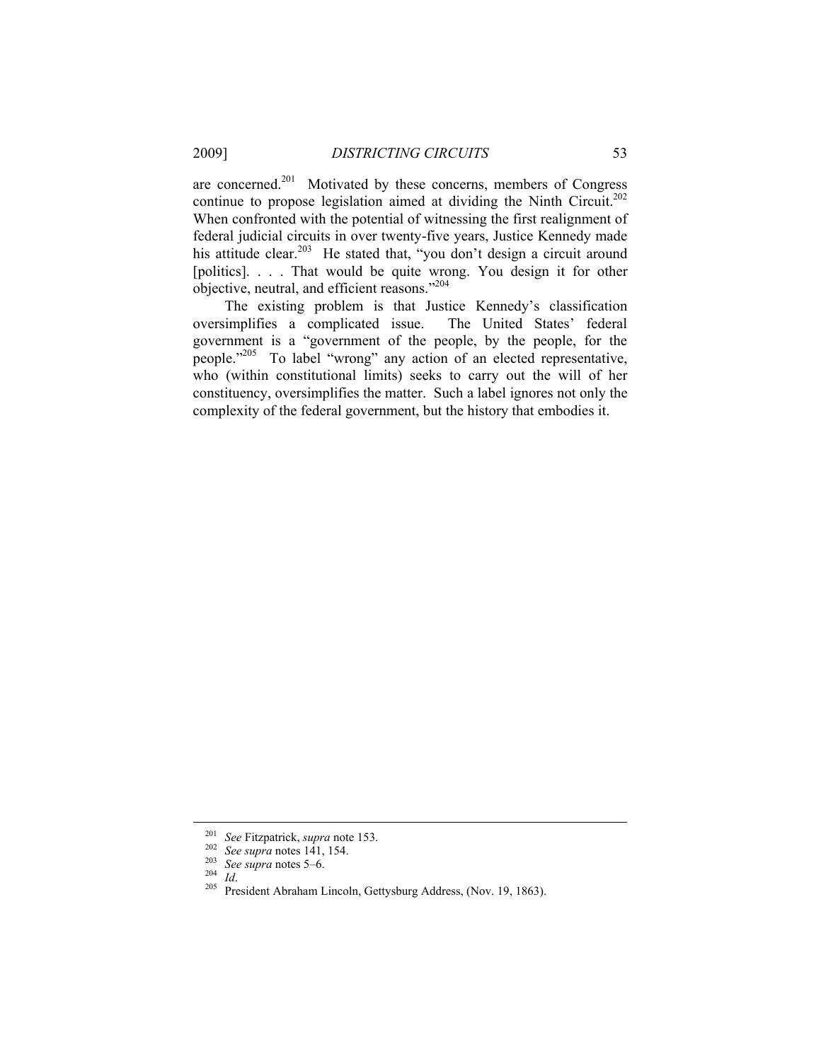are concerned.[201] Motivated by these concerns, members of Congress continue to propose legislation aimed at dividing the Ninth Circuit.[202] When confronted with the potential of witnessing the first realignment of federal judicial circuits in over twenty-five years, Justice Kennedy made his attitude clear.[203] He stated that, "you don't design a circuit around [politics]. . . . That would be quite wrong. You design it for other objective, neutral, and efficient reasons."[204]

The existing problem is that Justice Kennedy's classification oversimplifies a complicated issue. The United States' federal government is a "government of the people, by the people, for the people."[205] To label "wrong" any action of an elected representative, who (within constitutional limits) seeks to carry out the will of her constituency, oversimplifies the matter. Such a label ignores not only the complexity of the federal government, but the history that embodies it.

---

[201] *See* Fitzpatrick, *supra* note 153.

[202] *See supra* notes 141, 154.

[203] *See supra* notes 5–6.

[204] *Id*.

[205] President Abraham Lincoln, Gettysburg Address, (Nov. 19, 1863).